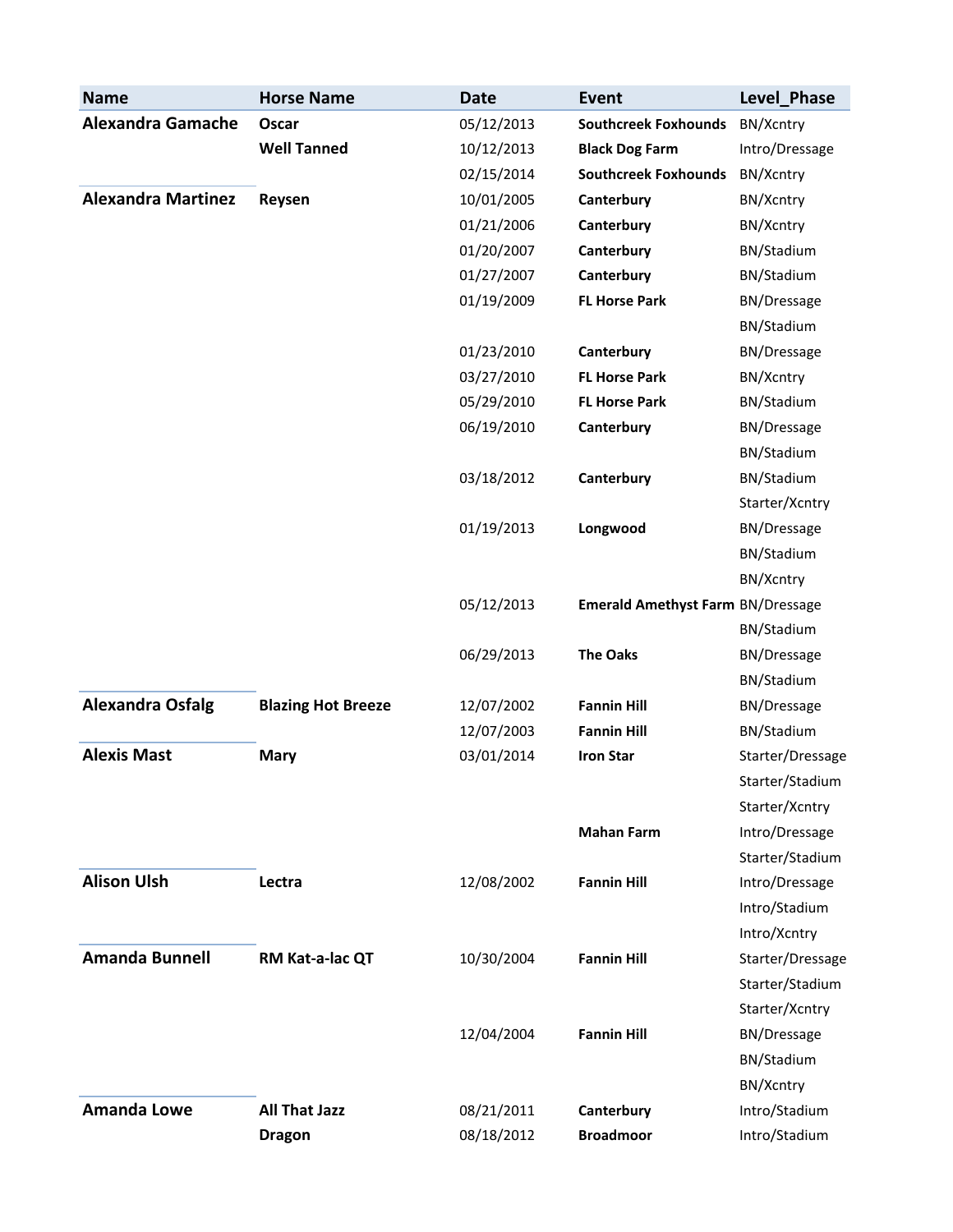| Name | Horse Name | Date | Event | Level_Phase |
|---|---|---|---|---|
| **Alexandra Gamache** | **Oscar** | 05/12/2013 | **Southcreek Foxhounds** | BN/Xcntry |
| | **Well Tanned** | 10/12/2013 | **Black Dog Farm** | Intro/Dressage |
| | | 02/15/2014 | **Southcreek Foxhounds** | BN/Xcntry |
| **Alexandra Martinez** | **Reysen** | 10/01/2005 | **Canterbury** | BN/Xcntry |
| | | 01/21/2006 | **Canterbury** | BN/Xcntry |
| | | 01/20/2007 | **Canterbury** | BN/Stadium |
| | | 01/27/2007 | **Canterbury** | BN/Stadium |
| | | 01/19/2009 | **FL Horse Park** | BN/Dressage |
| | | | | BN/Stadium |
| | | 01/23/2010 | **Canterbury** | BN/Dressage |
| | | 03/27/2010 | **FL Horse Park** | BN/Xcntry |
| | | 05/29/2010 | **FL Horse Park** | BN/Stadium |
| | | 06/19/2010 | **Canterbury** | BN/Dressage |
| | | | | BN/Stadium |
| | | 03/18/2012 | **Canterbury** | BN/Stadium |
| | | | | Starter/Xcntry |
| | | 01/19/2013 | **Longwood** | BN/Dressage |
| | | | | BN/Stadium |
| | | | | BN/Xcntry |
| | | 05/12/2013 | **Emerald Amethyst Farm** | BN/Dressage |
| | | | | BN/Stadium |
| | | 06/29/2013 | **The Oaks** | BN/Dressage |
| | | | | BN/Stadium |
| **Alexandra Osfalg** | **Blazing Hot Breeze** | 12/07/2002 | **Fannin Hill** | BN/Dressage |
| | | 12/07/2003 | **Fannin Hill** | BN/Stadium |
| **Alexis Mast** | **Mary** | 03/01/2014 | **Iron Star** | Starter/Dressage |
| | | | | Starter/Stadium |
| | | | | Starter/Xcntry |
| | | | **Mahan Farm** | Intro/Dressage |
| | | | | Starter/Stadium |
| **Alison Ulsh** | **Lectra** | 12/08/2002 | **Fannin Hill** | Intro/Dressage |
| | | | | Intro/Stadium |
| | | | | Intro/Xcntry |
| **Amanda Bunnell** | **RM Kat-a-lac QT** | 10/30/2004 | **Fannin Hill** | Starter/Dressage |
| | | | | Starter/Stadium |
| | | | | Starter/Xcntry |
| | | 12/04/2004 | **Fannin Hill** | BN/Dressage |
| | | | | BN/Stadium |
| | | | | BN/Xcntry |
| **Amanda Lowe** | **All That Jazz** | 08/21/2011 | **Canterbury** | Intro/Stadium |
| | **Dragon** | 08/18/2012 | **Broadmoor** | Intro/Stadium |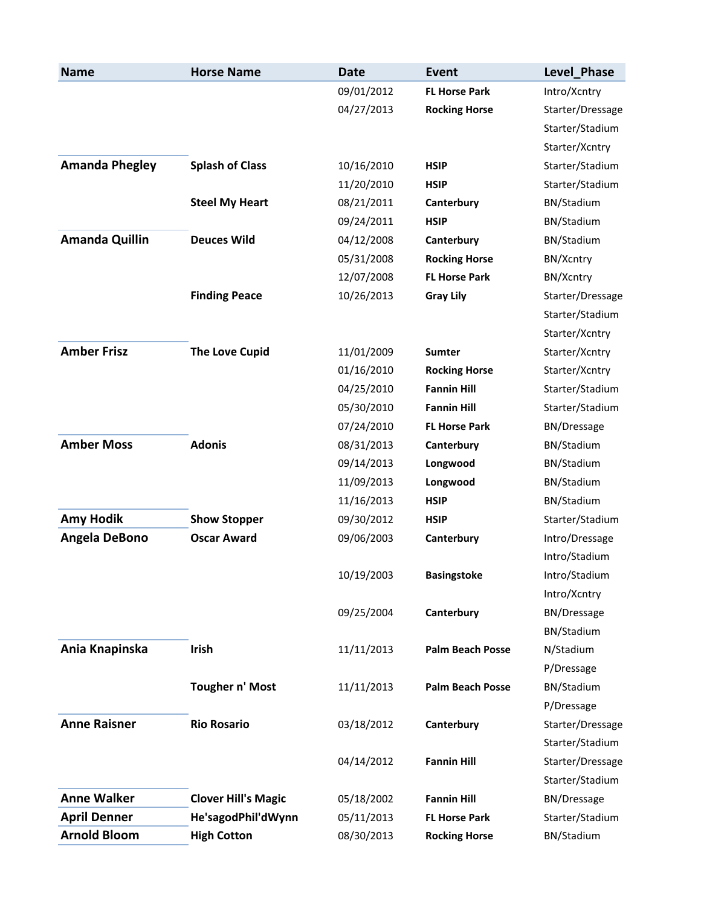| Name | Horse Name | Date | Event | Level_Phase |
|---|---|---|---|---|
| | | 09/01/2012 | **FL Horse Park** | Intro/Xcntry |
| | | 04/27/2013 | **Rocking Horse** | Starter/Dressage |
| | | | | Starter/Stadium |
| | | | | Starter/Xcntry |
| **Amanda Phegley** | **Splash of Class** | 10/16/2010 | **HSIP** | Starter/Stadium |
| | | 11/20/2010 | **HSIP** | Starter/Stadium |
| | **Steel My Heart** | 08/21/2011 | **Canterbury** | BN/Stadium |
| | | 09/24/2011 | **HSIP** | BN/Stadium |
| **Amanda Quillin** | **Deuces Wild** | 04/12/2008 | **Canterbury** | BN/Stadium |
| | | 05/31/2008 | **Rocking Horse** | BN/Xcntry |
| | | 12/07/2008 | **FL Horse Park** | BN/Xcntry |
| | **Finding Peace** | 10/26/2013 | **Gray Lily** | Starter/Dressage |
| | | | | Starter/Stadium |
| | | | | Starter/Xcntry |
| **Amber Frisz** | **The Love Cupid** | 11/01/2009 | **Sumter** | Starter/Xcntry |
| | | 01/16/2010 | **Rocking Horse** | Starter/Xcntry |
| | | 04/25/2010 | **Fannin Hill** | Starter/Stadium |
| | | 05/30/2010 | **Fannin Hill** | Starter/Stadium |
| | | 07/24/2010 | **FL Horse Park** | BN/Dressage |
| **Amber Moss** | **Adonis** | 08/31/2013 | **Canterbury** | BN/Stadium |
| | | 09/14/2013 | **Longwood** | BN/Stadium |
| | | 11/09/2013 | **Longwood** | BN/Stadium |
| | | 11/16/2013 | **HSIP** | BN/Stadium |
| **Amy Hodik** | **Show Stopper** | 09/30/2012 | **HSIP** | Starter/Stadium |
| **Angela DeBono** | **Oscar Award** | 09/06/2003 | **Canterbury** | Intro/Dressage |
| | | | | Intro/Stadium |
| | | 10/19/2003 | **Basingstoke** | Intro/Stadium |
| | | | | Intro/Xcntry |
| | | 09/25/2004 | **Canterbury** | BN/Dressage |
| | | | | BN/Stadium |
| **Ania Knapinska** | **Irish** | 11/11/2013 | **Palm Beach Posse** | N/Stadium |
| | | | | P/Dressage |
| | **Tougher n' Most** | 11/11/2013 | **Palm Beach Posse** | BN/Stadium |
| | | | | P/Dressage |
| **Anne Raisner** | **Rio Rosario** | 03/18/2012 | **Canterbury** | Starter/Dressage |
| | | | | Starter/Stadium |
| | | 04/14/2012 | **Fannin Hill** | Starter/Dressage |
| | | | | Starter/Stadium |
| **Anne Walker** | **Clover Hill's Magic** | 05/18/2002 | **Fannin Hill** | BN/Dressage |
| **April Denner** | **He'sagodPhil'dWynn** | 05/11/2013 | **FL Horse Park** | Starter/Stadium |
| **Arnold Bloom** | **High Cotton** | 08/30/2013 | **Rocking Horse** | BN/Stadium |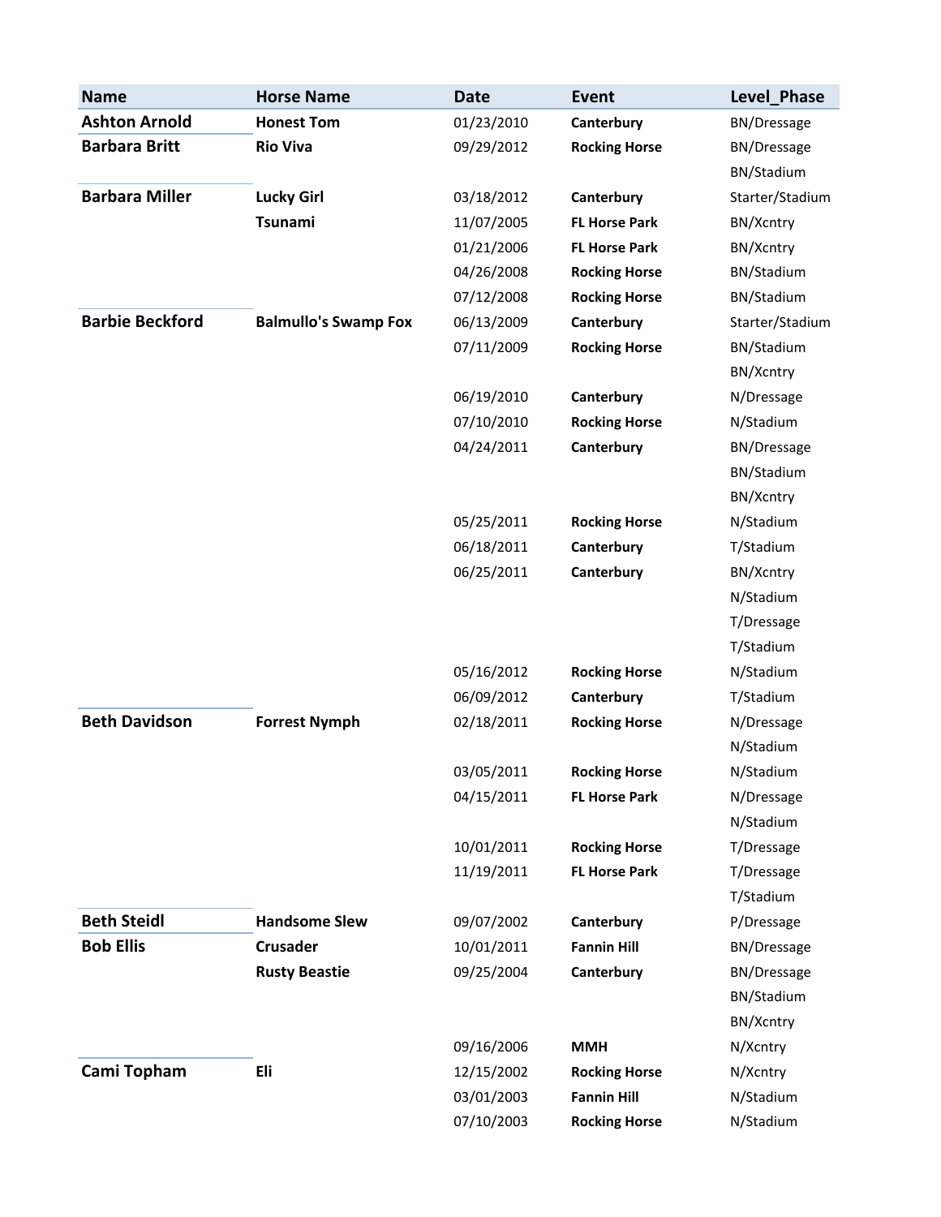| Name | Horse Name | Date | Event | Level_Phase |
|---|---|---|---|---|
| **Ashton Arnold** | **Honest Tom** | 01/23/2010 | **Canterbury** | BN/Dressage |
| **Barbara Britt** | **Rio Viva** | 09/29/2012 | **Rocking Horse** | BN/Dressage |
| | | | | BN/Stadium |
| **Barbara Miller** | **Lucky Girl** | 03/18/2012 | **Canterbury** | Starter/Stadium |
| | **Tsunami** | 11/07/2005 | **FL Horse Park** | BN/Xcntry |
| | | 01/21/2006 | **FL Horse Park** | BN/Xcntry |
| | | 04/26/2008 | **Rocking Horse** | BN/Stadium |
| | | 07/12/2008 | **Rocking Horse** | BN/Stadium |
| **Barbie Beckford** | **Balmullo's Swamp Fox** | 06/13/2009 | **Canterbury** | Starter/Stadium |
| | | 07/11/2009 | **Rocking Horse** | BN/Stadium |
| | | | | BN/Xcntry |
| | | 06/19/2010 | **Canterbury** | N/Dressage |
| | | 07/10/2010 | **Rocking Horse** | N/Stadium |
| | | 04/24/2011 | **Canterbury** | BN/Dressage |
| | | | | BN/Stadium |
| | | | | BN/Xcntry |
| | | 05/25/2011 | **Rocking Horse** | N/Stadium |
| | | 06/18/2011 | **Canterbury** | T/Stadium |
| | | 06/25/2011 | **Canterbury** | BN/Xcntry |
| | | | | N/Stadium |
| | | | | T/Dressage |
| | | | | T/Stadium |
| | | 05/16/2012 | **Rocking Horse** | N/Stadium |
| | | 06/09/2012 | **Canterbury** | T/Stadium |
| **Beth Davidson** | **Forrest Nymph** | 02/18/2011 | **Rocking Horse** | N/Dressage |
| | | | | N/Stadium |
| | | 03/05/2011 | **Rocking Horse** | N/Stadium |
| | | 04/15/2011 | **FL Horse Park** | N/Dressage |
| | | | | N/Stadium |
| | | 10/01/2011 | **Rocking Horse** | T/Dressage |
| | | 11/19/2011 | **FL Horse Park** | T/Dressage |
| | | | | T/Stadium |
| **Beth Steidl** | **Handsome Slew** | 09/07/2002 | **Canterbury** | P/Dressage |
| **Bob Ellis** | **Crusader** | 10/01/2011 | **Fannin Hill** | BN/Dressage |
| | **Rusty Beastie** | 09/25/2004 | **Canterbury** | BN/Dressage |
| | | | | BN/Stadium |
| | | | | BN/Xcntry |
| | | 09/16/2006 | **MMH** | N/Xcntry |
| **Cami Topham** | **Eli** | 12/15/2002 | **Rocking Horse** | N/Xcntry |
| | | 03/01/2003 | **Fannin Hill** | N/Stadium |
| | | 07/10/2003 | **Rocking Horse** | N/Stadium |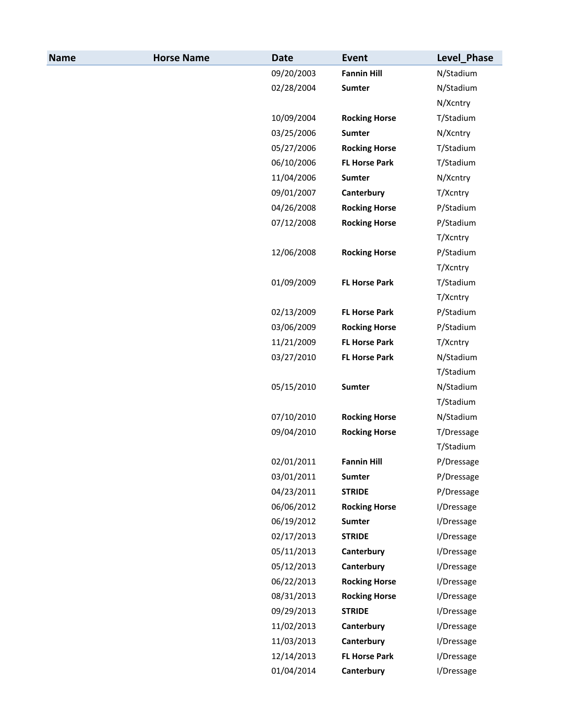| Name | Horse Name | Date | Event | Level_Phase |
|---|---|---|---|---|
| | | 09/20/2003 | **Fannin Hill** | N/Stadium |
| | | 02/28/2004 | **Sumter** | N/Stadium |
| | | | | N/Xcntry |
| | | 10/09/2004 | **Rocking Horse** | T/Stadium |
| | | 03/25/2006 | **Sumter** | N/Xcntry |
| | | 05/27/2006 | **Rocking Horse** | T/Stadium |
| | | 06/10/2006 | **FL Horse Park** | T/Stadium |
| | | 11/04/2006 | **Sumter** | N/Xcntry |
| | | 09/01/2007 | **Canterbury** | T/Xcntry |
| | | 04/26/2008 | **Rocking Horse** | P/Stadium |
| | | 07/12/2008 | **Rocking Horse** | P/Stadium |
| | | | | T/Xcntry |
| | | 12/06/2008 | **Rocking Horse** | P/Stadium |
| | | | | T/Xcntry |
| | | 01/09/2009 | **FL Horse Park** | T/Stadium |
| | | | | T/Xcntry |
| | | 02/13/2009 | **FL Horse Park** | P/Stadium |
| | | 03/06/2009 | **Rocking Horse** | P/Stadium |
| | | 11/21/2009 | **FL Horse Park** | T/Xcntry |
| | | 03/27/2010 | **FL Horse Park** | N/Stadium |
| | | | | T/Stadium |
| | | 05/15/2010 | **Sumter** | N/Stadium |
| | | | | T/Stadium |
| | | 07/10/2010 | **Rocking Horse** | N/Stadium |
| | | 09/04/2010 | **Rocking Horse** | T/Dressage |
| | | | | T/Stadium |
| | | 02/01/2011 | **Fannin Hill** | P/Dressage |
| | | 03/01/2011 | **Sumter** | P/Dressage |
| | | 04/23/2011 | **STRIDE** | P/Dressage |
| | | 06/06/2012 | **Rocking Horse** | I/Dressage |
| | | 06/19/2012 | **Sumter** | I/Dressage |
| | | 02/17/2013 | **STRIDE** | I/Dressage |
| | | 05/11/2013 | **Canterbury** | I/Dressage |
| | | 05/12/2013 | **Canterbury** | I/Dressage |
| | | 06/22/2013 | **Rocking Horse** | I/Dressage |
| | | 08/31/2013 | **Rocking Horse** | I/Dressage |
| | | 09/29/2013 | **STRIDE** | I/Dressage |
| | | 11/02/2013 | **Canterbury** | I/Dressage |
| | | 11/03/2013 | **Canterbury** | I/Dressage |
| | | 12/14/2013 | **FL Horse Park** | I/Dressage |
| | | 01/04/2014 | **Canterbury** | I/Dressage |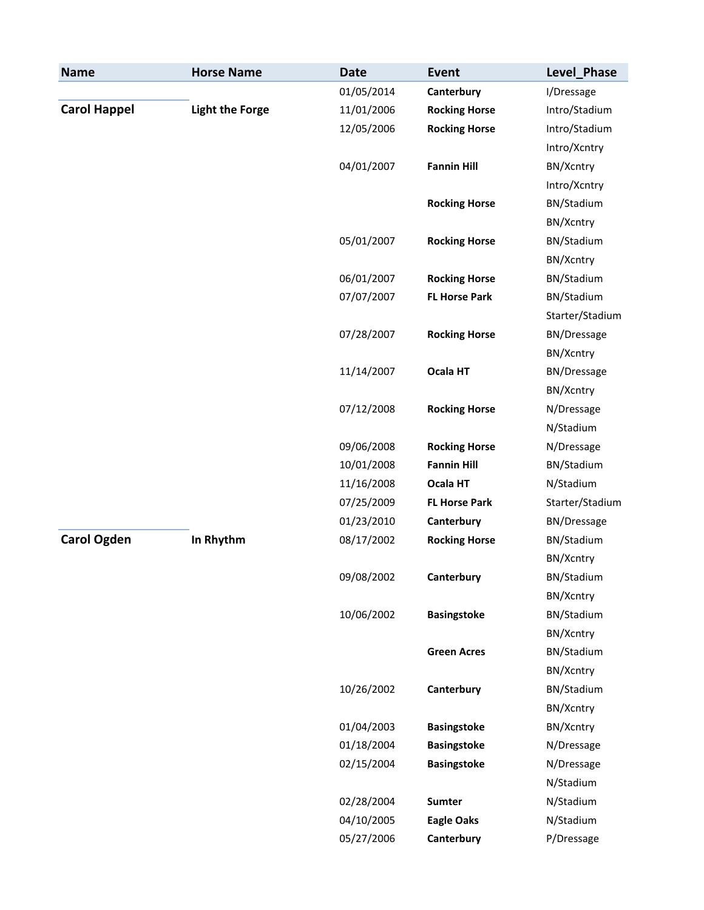| Name | Horse Name | Date | Event | Level_Phase |
|---|---|---|---|---|
| | | 01/05/2014 | **Canterbury** | I/Dressage |
| **Carol Happel** | **Light the Forge** | 11/01/2006 | **Rocking Horse** | Intro/Stadium |
| | | 12/05/2006 | **Rocking Horse** | Intro/Stadium |
| | | | | Intro/Xcntry |
| | | 04/01/2007 | **Fannin Hill** | BN/Xcntry |
| | | | | Intro/Xcntry |
| | | | **Rocking Horse** | BN/Stadium |
| | | | | BN/Xcntry |
| | | 05/01/2007 | **Rocking Horse** | BN/Stadium |
| | | | | BN/Xcntry |
| | | 06/01/2007 | **Rocking Horse** | BN/Stadium |
| | | 07/07/2007 | **FL Horse Park** | BN/Stadium |
| | | | | Starter/Stadium |
| | | 07/28/2007 | **Rocking Horse** | BN/Dressage |
| | | | | BN/Xcntry |
| | | 11/14/2007 | **Ocala HT** | BN/Dressage |
| | | | | BN/Xcntry |
| | | 07/12/2008 | **Rocking Horse** | N/Dressage |
| | | | | N/Stadium |
| | | 09/06/2008 | **Rocking Horse** | N/Dressage |
| | | 10/01/2008 | **Fannin Hill** | BN/Stadium |
| | | 11/16/2008 | **Ocala HT** | N/Stadium |
| | | 07/25/2009 | **FL Horse Park** | Starter/Stadium |
| | | 01/23/2010 | **Canterbury** | BN/Dressage |
| **Carol Ogden** | **In Rhythm** | 08/17/2002 | **Rocking Horse** | BN/Stadium |
| | | | | BN/Xcntry |
| | | 09/08/2002 | **Canterbury** | BN/Stadium |
| | | | | BN/Xcntry |
| | | 10/06/2002 | **Basingstoke** | BN/Stadium |
| | | | | BN/Xcntry |
| | | | **Green Acres** | BN/Stadium |
| | | | | BN/Xcntry |
| | | 10/26/2002 | **Canterbury** | BN/Stadium |
| | | | | BN/Xcntry |
| | | 01/04/2003 | **Basingstoke** | BN/Xcntry |
| | | 01/18/2004 | **Basingstoke** | N/Dressage |
| | | 02/15/2004 | **Basingstoke** | N/Dressage |
| | | | | N/Stadium |
| | | 02/28/2004 | **Sumter** | N/Stadium |
| | | 04/10/2005 | **Eagle Oaks** | N/Stadium |
| | | 05/27/2006 | **Canterbury** | P/Dressage |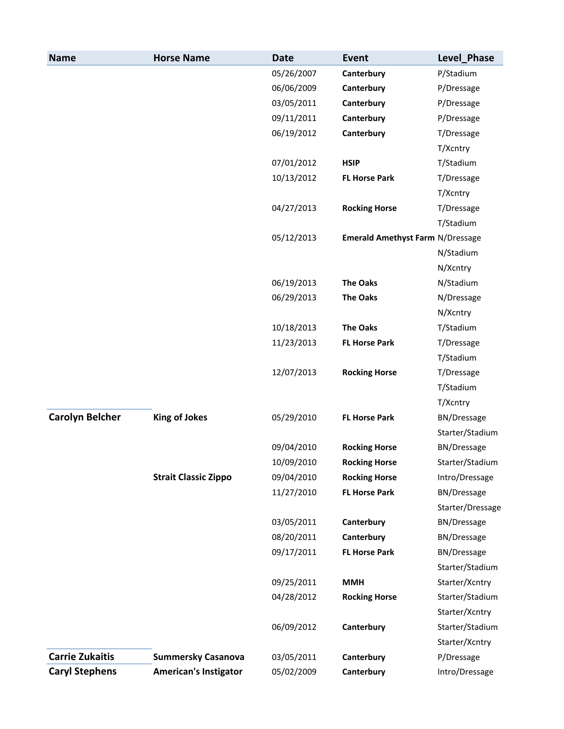| Name | Horse Name | Date | Event | Level_Phase |
|---|---|---|---|---|
| | | 05/26/2007 | **Canterbury** | P/Stadium |
| | | 06/06/2009 | **Canterbury** | P/Dressage |
| | | 03/05/2011 | **Canterbury** | P/Dressage |
| | | 09/11/2011 | **Canterbury** | P/Dressage |
| | | 06/19/2012 | **Canterbury** | T/Dressage |
| | | | | T/Xcntry |
| | | 07/01/2012 | **HSIP** | T/Stadium |
| | | 10/13/2012 | **FL Horse Park** | T/Dressage |
| | | | | T/Xcntry |
| | | 04/27/2013 | **Rocking Horse** | T/Dressage |
| | | | | T/Stadium |
| | | 05/12/2013 | **Emerald Amethyst Farm** | N/Dressage |
| | | | | N/Stadium |
| | | | | N/Xcntry |
| | | 06/19/2013 | **The Oaks** | N/Stadium |
| | | 06/29/2013 | **The Oaks** | N/Dressage |
| | | | | N/Xcntry |
| | | 10/18/2013 | **The Oaks** | T/Stadium |
| | | 11/23/2013 | **FL Horse Park** | T/Dressage |
| | | | | T/Stadium |
| | | 12/07/2013 | **Rocking Horse** | T/Dressage |
| | | | | T/Stadium |
| | | | | T/Xcntry |
| **Carolyn Belcher** | **King of Jokes** | 05/29/2010 | **FL Horse Park** | BN/Dressage |
| | | | | Starter/Stadium |
| | | 09/04/2010 | **Rocking Horse** | BN/Dressage |
| | | 10/09/2010 | **Rocking Horse** | Starter/Stadium |
| | **Strait Classic Zippo** | 09/04/2010 | **Rocking Horse** | Intro/Dressage |
| | | 11/27/2010 | **FL Horse Park** | BN/Dressage |
| | | | | Starter/Dressage |
| | | 03/05/2011 | **Canterbury** | BN/Dressage |
| | | 08/20/2011 | **Canterbury** | BN/Dressage |
| | | 09/17/2011 | **FL Horse Park** | BN/Dressage |
| | | | | Starter/Stadium |
| | | 09/25/2011 | **MMH** | Starter/Xcntry |
| | | 04/28/2012 | **Rocking Horse** | Starter/Stadium |
| | | | | Starter/Xcntry |
| | | 06/09/2012 | **Canterbury** | Starter/Stadium |
| | | | | Starter/Xcntry |
| **Carrie Zukaitis** | **Summersky Casanova** | 03/05/2011 | **Canterbury** | P/Dressage |
| **Caryl Stephens** | **American's Instigator** | 05/02/2009 | **Canterbury** | Intro/Dressage |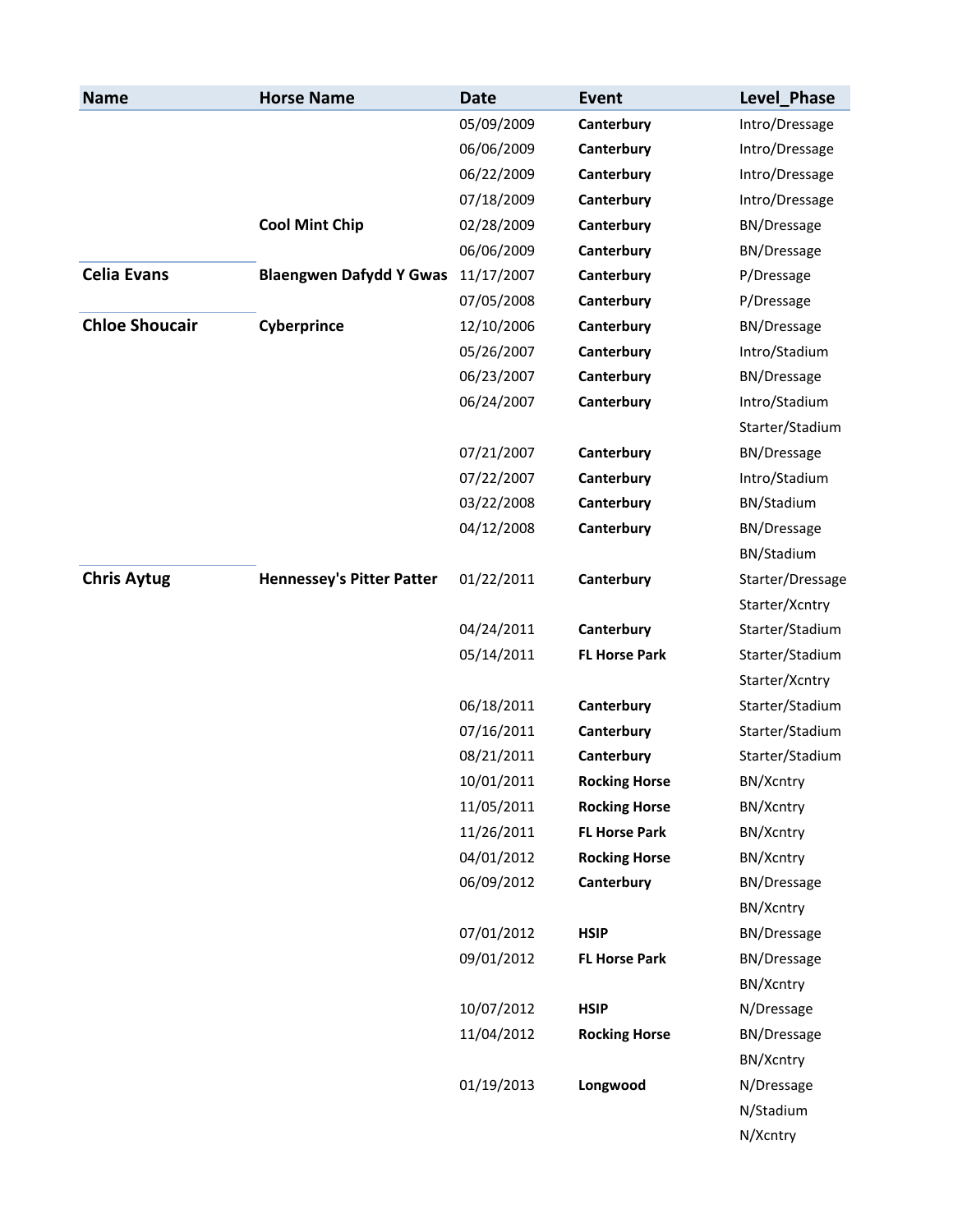| Name | Horse Name | Date | Event | Level_Phase |
|---|---|---|---|---|
| | | 05/09/2009 | **Canterbury** | Intro/Dressage |
| | | 06/06/2009 | **Canterbury** | Intro/Dressage |
| | | 06/22/2009 | **Canterbury** | Intro/Dressage |
| | | 07/18/2009 | **Canterbury** | Intro/Dressage |
| | **Cool Mint Chip** | 02/28/2009 | **Canterbury** | BN/Dressage |
| | | 06/06/2009 | **Canterbury** | BN/Dressage |
| **Celia Evans** | **Blaengwen Dafydd Y Gwas** | 11/17/2007 | **Canterbury** | P/Dressage |
| | | 07/05/2008 | **Canterbury** | P/Dressage |
| **Chloe Shoucair** | **Cyberprince** | 12/10/2006 | **Canterbury** | BN/Dressage |
| | | 05/26/2007 | **Canterbury** | Intro/Stadium |
| | | 06/23/2007 | **Canterbury** | BN/Dressage |
| | | 06/24/2007 | **Canterbury** | Intro/Stadium |
| | | | | Starter/Stadium |
| | | 07/21/2007 | **Canterbury** | BN/Dressage |
| | | 07/22/2007 | **Canterbury** | Intro/Stadium |
| | | 03/22/2008 | **Canterbury** | BN/Stadium |
| | | 04/12/2008 | **Canterbury** | BN/Dressage |
| | | | | BN/Stadium |
| **Chris Aytug** | **Hennessey's Pitter Patter** | 01/22/2011 | **Canterbury** | Starter/Dressage |
| | | | | Starter/Xcntry |
| | | 04/24/2011 | **Canterbury** | Starter/Stadium |
| | | 05/14/2011 | **FL Horse Park** | Starter/Stadium |
| | | | | Starter/Xcntry |
| | | 06/18/2011 | **Canterbury** | Starter/Stadium |
| | | 07/16/2011 | **Canterbury** | Starter/Stadium |
| | | 08/21/2011 | **Canterbury** | Starter/Stadium |
| | | 10/01/2011 | **Rocking Horse** | BN/Xcntry |
| | | 11/05/2011 | **Rocking Horse** | BN/Xcntry |
| | | 11/26/2011 | **FL Horse Park** | BN/Xcntry |
| | | 04/01/2012 | **Rocking Horse** | BN/Xcntry |
| | | 06/09/2012 | **Canterbury** | BN/Dressage |
| | | | | BN/Xcntry |
| | | 07/01/2012 | **HSIP** | BN/Dressage |
| | | 09/01/2012 | **FL Horse Park** | BN/Dressage |
| | | | | BN/Xcntry |
| | | 10/07/2012 | **HSIP** | N/Dressage |
| | | 11/04/2012 | **Rocking Horse** | BN/Dressage |
| | | | | BN/Xcntry |
| | | 01/19/2013 | **Longwood** | N/Dressage |
| | | | | N/Stadium |
| | | | | N/Xcntry |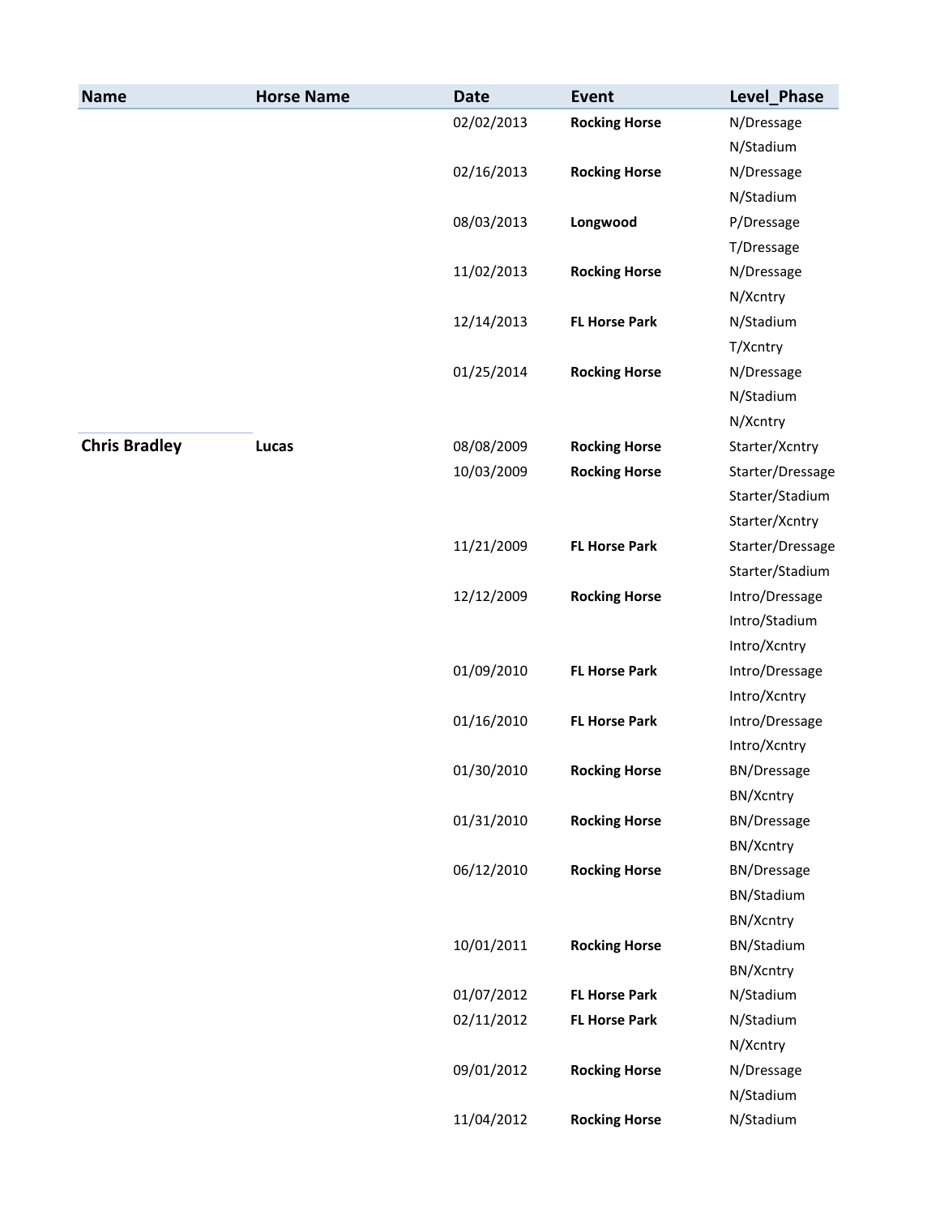| Name | Horse Name | Date | Event | Level_Phase |
|---|---|---|---|---|
| | | 02/02/2013 | **Rocking Horse** | N/Dressage |
| | | | | N/Stadium |
| | | 02/16/2013 | **Rocking Horse** | N/Dressage |
| | | | | N/Stadium |
| | | 08/03/2013 | **Longwood** | P/Dressage |
| | | | | T/Dressage |
| | | 11/02/2013 | **Rocking Horse** | N/Dressage |
| | | | | N/Xcntry |
| | | 12/14/2013 | **FL Horse Park** | N/Stadium |
| | | | | T/Xcntry |
| | | 01/25/2014 | **Rocking Horse** | N/Dressage |
| | | | | N/Stadium |
| | | | | N/Xcntry |
| **Chris Bradley** | **Lucas** | 08/08/2009 | **Rocking Horse** | Starter/Xcntry |
| | | 10/03/2009 | **Rocking Horse** | Starter/Dressage |
| | | | | Starter/Stadium |
| | | | | Starter/Xcntry |
| | | 11/21/2009 | **FL Horse Park** | Starter/Dressage |
| | | | | Starter/Stadium |
| | | 12/12/2009 | **Rocking Horse** | Intro/Dressage |
| | | | | Intro/Stadium |
| | | | | Intro/Xcntry |
| | | 01/09/2010 | **FL Horse Park** | Intro/Dressage |
| | | | | Intro/Xcntry |
| | | 01/16/2010 | **FL Horse Park** | Intro/Dressage |
| | | | | Intro/Xcntry |
| | | 01/30/2010 | **Rocking Horse** | BN/Dressage |
| | | | | BN/Xcntry |
| | | 01/31/2010 | **Rocking Horse** | BN/Dressage |
| | | | | BN/Xcntry |
| | | 06/12/2010 | **Rocking Horse** | BN/Dressage |
| | | | | BN/Stadium |
| | | | | BN/Xcntry |
| | | 10/01/2011 | **Rocking Horse** | BN/Stadium |
| | | | | BN/Xcntry |
| | | 01/07/2012 | **FL Horse Park** | N/Stadium |
| | | 02/11/2012 | **FL Horse Park** | N/Stadium |
| | | | | N/Xcntry |
| | | 09/01/2012 | **Rocking Horse** | N/Dressage |
| | | | | N/Stadium |
| | | 11/04/2012 | **Rocking Horse** | N/Stadium |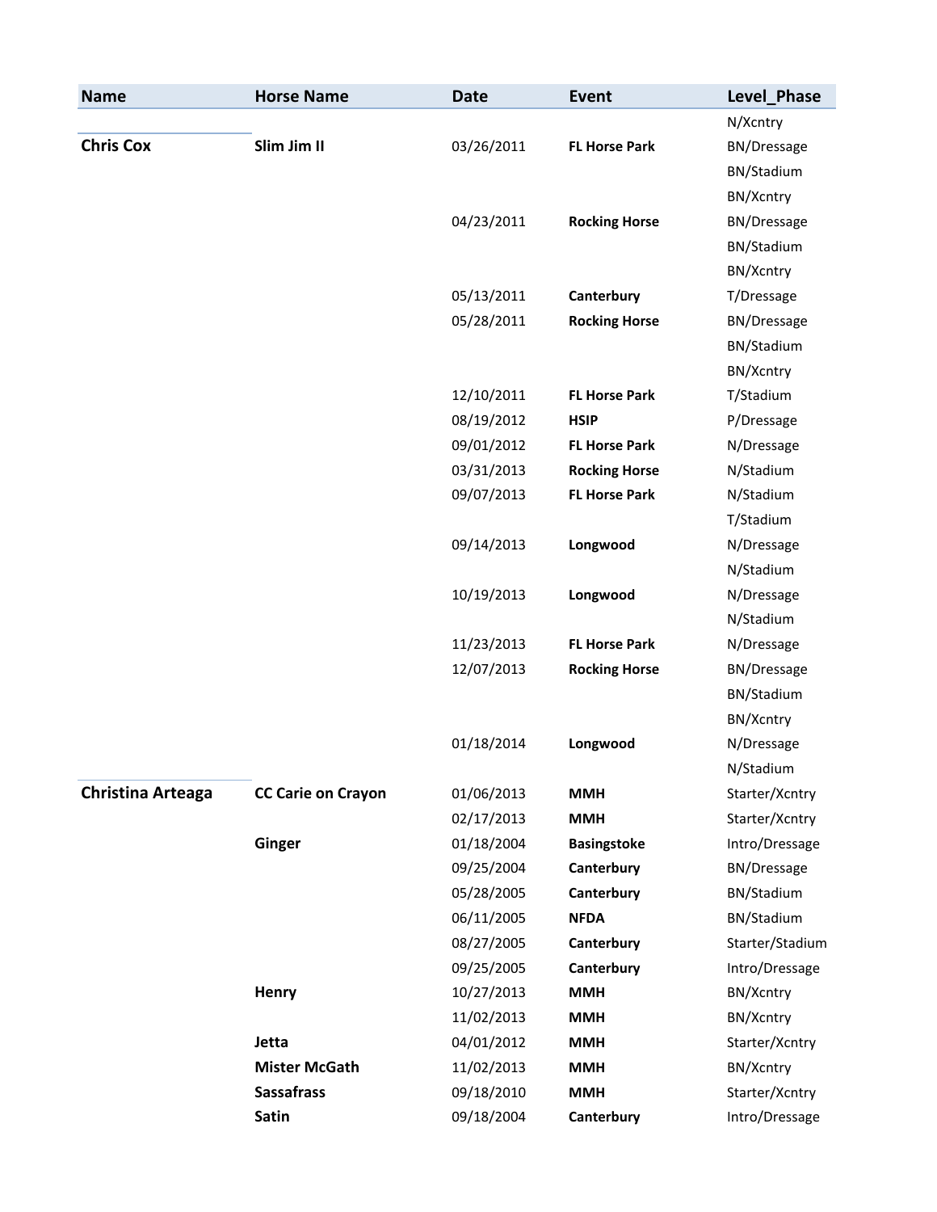| Name | Horse Name | Date | Event | Level_Phase |
| --- | --- | --- | --- | --- |
| | | | | N/Xcntry |
| **Chris Cox** | **Slim Jim II** | 03/26/2011 | **FL Horse Park** | BN/Dressage |
| | | | | BN/Stadium |
| | | | | BN/Xcntry |
| | | 04/23/2011 | **Rocking Horse** | BN/Dressage |
| | | | | BN/Stadium |
| | | | | BN/Xcntry |
| | | 05/13/2011 | **Canterbury** | T/Dressage |
| | | 05/28/2011 | **Rocking Horse** | BN/Dressage |
| | | | | BN/Stadium |
| | | | | BN/Xcntry |
| | | 12/10/2011 | **FL Horse Park** | T/Stadium |
| | | 08/19/2012 | **HSIP** | P/Dressage |
| | | 09/01/2012 | **FL Horse Park** | N/Dressage |
| | | 03/31/2013 | **Rocking Horse** | N/Stadium |
| | | 09/07/2013 | **FL Horse Park** | N/Stadium |
| | | | | T/Stadium |
| | | 09/14/2013 | **Longwood** | N/Dressage |
| | | | | N/Stadium |
| | | 10/19/2013 | **Longwood** | N/Dressage |
| | | | | N/Stadium |
| | | 11/23/2013 | **FL Horse Park** | N/Dressage |
| | | 12/07/2013 | **Rocking Horse** | BN/Dressage |
| | | | | BN/Stadium |
| | | | | BN/Xcntry |
| | | 01/18/2014 | **Longwood** | N/Dressage |
| | | | | N/Stadium |
| **Christina Arteaga** | **CC Carie on Crayon** | 01/06/2013 | **MMH** | Starter/Xcntry |
| | | 02/17/2013 | **MMH** | Starter/Xcntry |
| | **Ginger** | 01/18/2004 | **Basingstoke** | Intro/Dressage |
| | | 09/25/2004 | **Canterbury** | BN/Dressage |
| | | 05/28/2005 | **Canterbury** | BN/Stadium |
| | | 06/11/2005 | **NFDA** | BN/Stadium |
| | | 08/27/2005 | **Canterbury** | Starter/Stadium |
| | | 09/25/2005 | **Canterbury** | Intro/Dressage |
| | **Henry** | 10/27/2013 | **MMH** | BN/Xcntry |
| | | 11/02/2013 | **MMH** | BN/Xcntry |
| | **Jetta** | 04/01/2012 | **MMH** | Starter/Xcntry |
| | **Mister McGath** | 11/02/2013 | **MMH** | BN/Xcntry |
| | **Sassafrass** | 09/18/2010 | **MMH** | Starter/Xcntry |
| | **Satin** | 09/18/2004 | **Canterbury** | Intro/Dressage |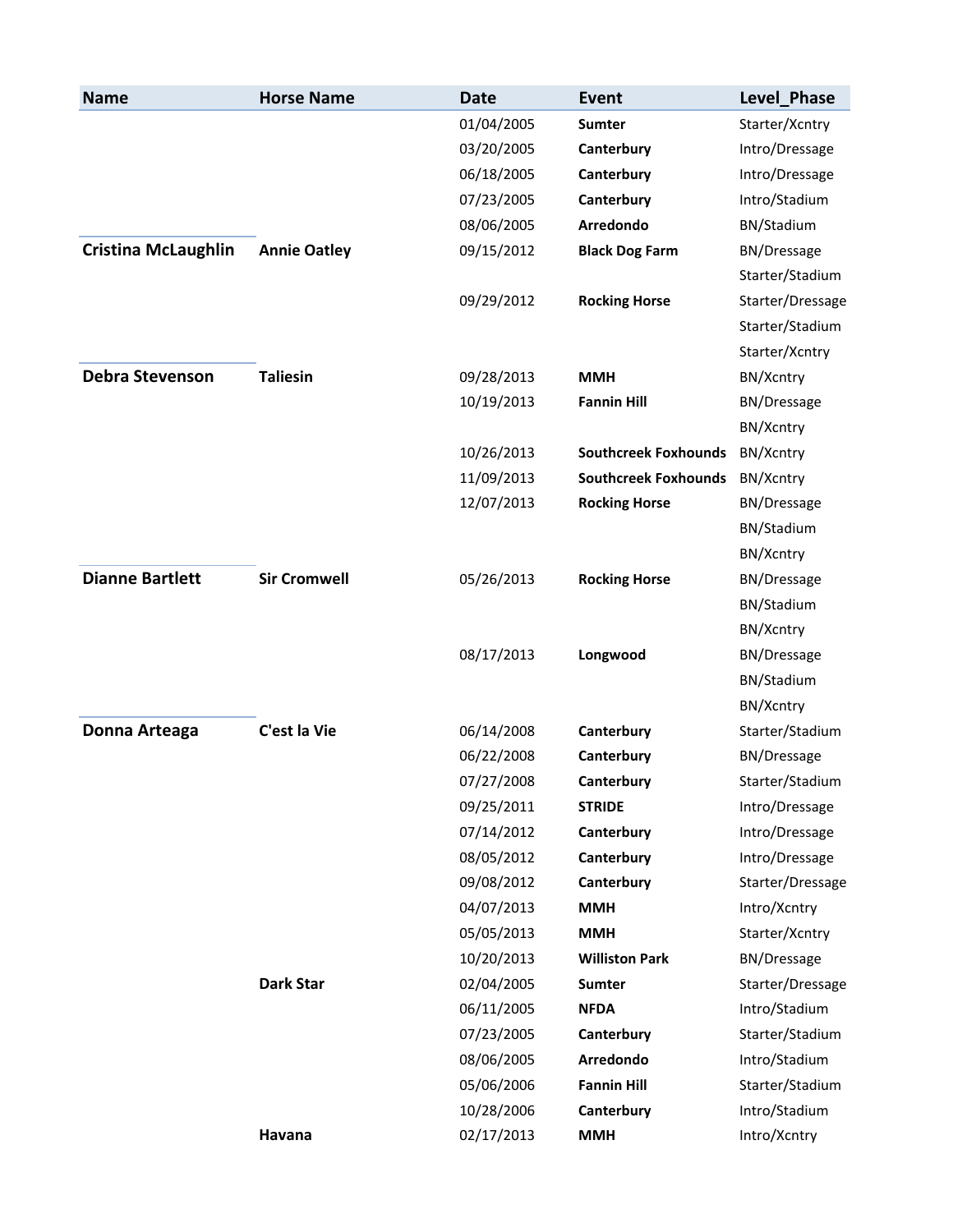| Name | Horse Name | Date | Event | Level_Phase |
| --- | --- | --- | --- | --- |
| | | 01/04/2005 | **Sumter** | Starter/Xcntry |
| | | 03/20/2005 | **Canterbury** | Intro/Dressage |
| | | 06/18/2005 | **Canterbury** | Intro/Dressage |
| | | 07/23/2005 | **Canterbury** | Intro/Stadium |
| | | 08/06/2005 | **Arredondo** | BN/Stadium |
| **Cristina McLaughlin** | **Annie Oatley** | 09/15/2012 | **Black Dog Farm** | BN/Dressage |
| | | | | Starter/Stadium |
| | | 09/29/2012 | **Rocking Horse** | Starter/Dressage |
| | | | | Starter/Stadium |
| | | | | Starter/Xcntry |
| **Debra Stevenson** | **Taliesin** | 09/28/2013 | **MMH** | BN/Xcntry |
| | | 10/19/2013 | **Fannin Hill** | BN/Dressage |
| | | | | BN/Xcntry |
| | | 10/26/2013 | **Southcreek Foxhounds** | BN/Xcntry |
| | | 11/09/2013 | **Southcreek Foxhounds** | BN/Xcntry |
| | | 12/07/2013 | **Rocking Horse** | BN/Dressage |
| | | | | BN/Stadium |
| | | | | BN/Xcntry |
| **Dianne Bartlett** | **Sir Cromwell** | 05/26/2013 | **Rocking Horse** | BN/Dressage |
| | | | | BN/Stadium |
| | | | | BN/Xcntry |
| | | 08/17/2013 | **Longwood** | BN/Dressage |
| | | | | BN/Stadium |
| | | | | BN/Xcntry |
| **Donna Arteaga** | **C'est la Vie** | 06/14/2008 | **Canterbury** | Starter/Stadium |
| | | 06/22/2008 | **Canterbury** | BN/Dressage |
| | | 07/27/2008 | **Canterbury** | Starter/Stadium |
| | | 09/25/2011 | **STRIDE** | Intro/Dressage |
| | | 07/14/2012 | **Canterbury** | Intro/Dressage |
| | | 08/05/2012 | **Canterbury** | Intro/Dressage |
| | | 09/08/2012 | **Canterbury** | Starter/Dressage |
| | | 04/07/2013 | **MMH** | Intro/Xcntry |
| | | 05/05/2013 | **MMH** | Starter/Xcntry |
| | | 10/20/2013 | **Williston Park** | BN/Dressage |
| | **Dark Star** | 02/04/2005 | **Sumter** | Starter/Dressage |
| | | 06/11/2005 | **NFDA** | Intro/Stadium |
| | | 07/23/2005 | **Canterbury** | Starter/Stadium |
| | | 08/06/2005 | **Arredondo** | Intro/Stadium |
| | | 05/06/2006 | **Fannin Hill** | Starter/Stadium |
| | | 10/28/2006 | **Canterbury** | Intro/Stadium |
| | **Havana** | 02/17/2013 | **MMH** | Intro/Xcntry |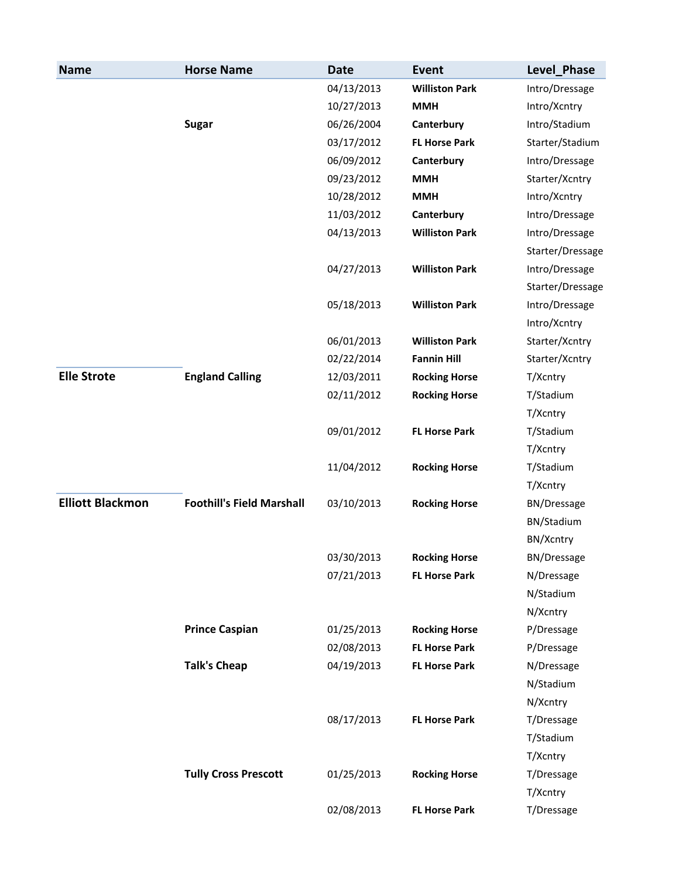| Name | Horse Name | Date | Event | Level_Phase |
| --- | --- | --- | --- | --- |
| | | 04/13/2013 | **Williston Park** | Intro/Dressage |
| | | 10/27/2013 | **MMH** | Intro/Xcntry |
| | **Sugar** | 06/26/2004 | **Canterbury** | Intro/Stadium |
| | | 03/17/2012 | **FL Horse Park** | Starter/Stadium |
| | | 06/09/2012 | **Canterbury** | Intro/Dressage |
| | | 09/23/2012 | **MMH** | Starter/Xcntry |
| | | 10/28/2012 | **MMH** | Intro/Xcntry |
| | | 11/03/2012 | **Canterbury** | Intro/Dressage |
| | | 04/13/2013 | **Williston Park** | Intro/Dressage |
| | | | | Starter/Dressage |
| | | 04/27/2013 | **Williston Park** | Intro/Dressage |
| | | | | Starter/Dressage |
| | | 05/18/2013 | **Williston Park** | Intro/Dressage |
| | | | | Intro/Xcntry |
| | | 06/01/2013 | **Williston Park** | Starter/Xcntry |
| | | 02/22/2014 | **Fannin Hill** | Starter/Xcntry |
| **Elle Strote** | **England Calling** | 12/03/2011 | **Rocking Horse** | T/Xcntry |
| | | 02/11/2012 | **Rocking Horse** | T/Stadium |
| | | | | T/Xcntry |
| | | 09/01/2012 | **FL Horse Park** | T/Stadium |
| | | | | T/Xcntry |
| | | 11/04/2012 | **Rocking Horse** | T/Stadium |
| | | | | T/Xcntry |
| **Elliott Blackmon** | **Foothill's Field Marshall** | 03/10/2013 | **Rocking Horse** | BN/Dressage |
| | | | | BN/Stadium |
| | | | | BN/Xcntry |
| | | 03/30/2013 | **Rocking Horse** | BN/Dressage |
| | | 07/21/2013 | **FL Horse Park** | N/Dressage |
| | | | | N/Stadium |
| | | | | N/Xcntry |
| | **Prince Caspian** | 01/25/2013 | **Rocking Horse** | P/Dressage |
| | | 02/08/2013 | **FL Horse Park** | P/Dressage |
| | **Talk's Cheap** | 04/19/2013 | **FL Horse Park** | N/Dressage |
| | | | | N/Stadium |
| | | | | N/Xcntry |
| | | 08/17/2013 | **FL Horse Park** | T/Dressage |
| | | | | T/Stadium |
| | | | | T/Xcntry |
| | **Tully Cross Prescott** | 01/25/2013 | **Rocking Horse** | T/Dressage |
| | | | | T/Xcntry |
| | | 02/08/2013 | **FL Horse Park** | T/Dressage |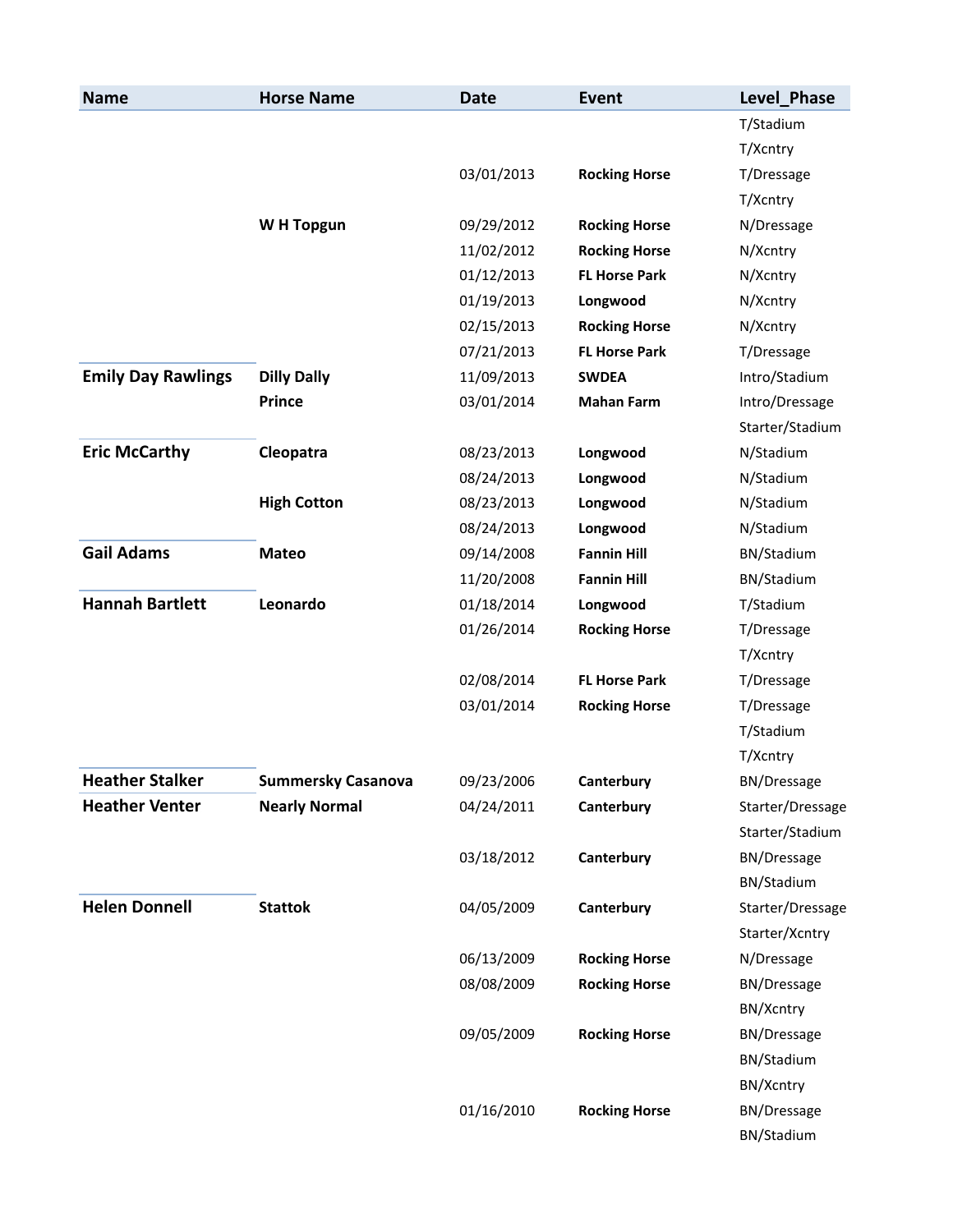| Name | Horse Name | Date | Event | Level_Phase |
|---|---|---|---|---|
| | | | | T/Stadium |
| | | | | T/Xcntry |
| | | 03/01/2013 | **Rocking Horse** | T/Dressage |
| | | | | T/Xcntry |
| | **W H Topgun** | 09/29/2012 | **Rocking Horse** | N/Dressage |
| | | 11/02/2012 | **Rocking Horse** | N/Xcntry |
| | | 01/12/2013 | **FL Horse Park** | N/Xcntry |
| | | 01/19/2013 | **Longwood** | N/Xcntry |
| | | 02/15/2013 | **Rocking Horse** | N/Xcntry |
| | | 07/21/2013 | **FL Horse Park** | T/Dressage |
| **Emily Day Rawlings** | **Dilly Dally** | 11/09/2013 | **SWDEA** | Intro/Stadium |
| | **Prince** | 03/01/2014 | **Mahan Farm** | Intro/Dressage |
| | | | | Starter/Stadium |
| **Eric McCarthy** | **Cleopatra** | 08/23/2013 | **Longwood** | N/Stadium |
| | | 08/24/2013 | **Longwood** | N/Stadium |
| | **High Cotton** | 08/23/2013 | **Longwood** | N/Stadium |
| | | 08/24/2013 | **Longwood** | N/Stadium |
| **Gail Adams** | **Mateo** | 09/14/2008 | **Fannin Hill** | BN/Stadium |
| | | 11/20/2008 | **Fannin Hill** | BN/Stadium |
| **Hannah Bartlett** | **Leonardo** | 01/18/2014 | **Longwood** | T/Stadium |
| | | 01/26/2014 | **Rocking Horse** | T/Dressage |
| | | | | T/Xcntry |
| | | 02/08/2014 | **FL Horse Park** | T/Dressage |
| | | 03/01/2014 | **Rocking Horse** | T/Dressage |
| | | | | T/Stadium |
| | | | | T/Xcntry |
| **Heather Stalker** | **Summersky Casanova** | 09/23/2006 | **Canterbury** | BN/Dressage |
| **Heather Venter** | **Nearly Normal** | 04/24/2011 | **Canterbury** | Starter/Dressage |
| | | | | Starter/Stadium |
| | | 03/18/2012 | **Canterbury** | BN/Dressage |
| | | | | BN/Stadium |
| **Helen Donnell** | **Stattok** | 04/05/2009 | **Canterbury** | Starter/Dressage |
| | | | | Starter/Xcntry |
| | | 06/13/2009 | **Rocking Horse** | N/Dressage |
| | | 08/08/2009 | **Rocking Horse** | BN/Dressage |
| | | | | BN/Xcntry |
| | | 09/05/2009 | **Rocking Horse** | BN/Dressage |
| | | | | BN/Stadium |
| | | | | BN/Xcntry |
| | | 01/16/2010 | **Rocking Horse** | BN/Dressage |
| | | | | BN/Stadium |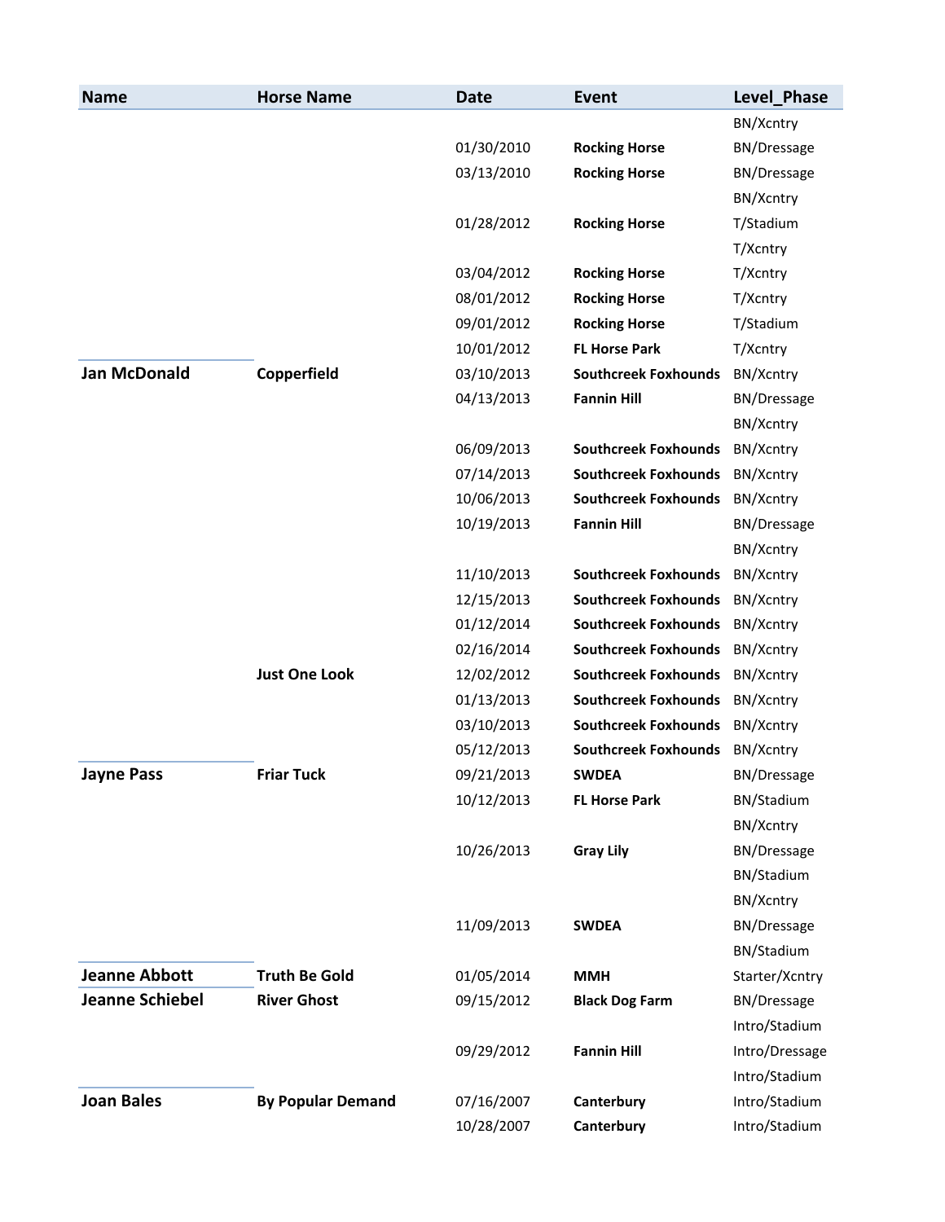| Name | Horse Name | Date | Event | Level_Phase |
|---|---|---|---|---|
| | | | | BN/Xcntry |
| | | 01/30/2010 | **Rocking Horse** | BN/Dressage |
| | | 03/13/2010 | **Rocking Horse** | BN/Dressage |
| | | | | BN/Xcntry |
| | | 01/28/2012 | **Rocking Horse** | T/Stadium |
| | | | | T/Xcntry |
| | | 03/04/2012 | **Rocking Horse** | T/Xcntry |
| | | 08/01/2012 | **Rocking Horse** | T/Xcntry |
| | | 09/01/2012 | **Rocking Horse** | T/Stadium |
| | | 10/01/2012 | **FL Horse Park** | T/Xcntry |
| **Jan McDonald** | **Copperfield** | 03/10/2013 | **Southcreek Foxhounds** | BN/Xcntry |
| | | 04/13/2013 | **Fannin Hill** | BN/Dressage |
| | | | | BN/Xcntry |
| | | 06/09/2013 | **Southcreek Foxhounds** | BN/Xcntry |
| | | 07/14/2013 | **Southcreek Foxhounds** | BN/Xcntry |
| | | 10/06/2013 | **Southcreek Foxhounds** | BN/Xcntry |
| | | 10/19/2013 | **Fannin Hill** | BN/Dressage |
| | | | | BN/Xcntry |
| | | 11/10/2013 | **Southcreek Foxhounds** | BN/Xcntry |
| | | 12/15/2013 | **Southcreek Foxhounds** | BN/Xcntry |
| | | 01/12/2014 | **Southcreek Foxhounds** | BN/Xcntry |
| | | 02/16/2014 | **Southcreek Foxhounds** | BN/Xcntry |
| | **Just One Look** | 12/02/2012 | **Southcreek Foxhounds** | BN/Xcntry |
| | | 01/13/2013 | **Southcreek Foxhounds** | BN/Xcntry |
| | | 03/10/2013 | **Southcreek Foxhounds** | BN/Xcntry |
| | | 05/12/2013 | **Southcreek Foxhounds** | BN/Xcntry |
| **Jayne Pass** | **Friar Tuck** | 09/21/2013 | **SWDEA** | BN/Dressage |
| | | 10/12/2013 | **FL Horse Park** | BN/Stadium |
| | | | | BN/Xcntry |
| | | 10/26/2013 | **Gray Lily** | BN/Dressage |
| | | | | BN/Stadium |
| | | | | BN/Xcntry |
| | | 11/09/2013 | **SWDEA** | BN/Dressage |
| | | | | BN/Stadium |
| **Jeanne Abbott** | **Truth Be Gold** | 01/05/2014 | **MMH** | Starter/Xcntry |
| **Jeanne Schiebel** | **River Ghost** | 09/15/2012 | **Black Dog Farm** | BN/Dressage |
| | | | | Intro/Stadium |
| | | 09/29/2012 | **Fannin Hill** | Intro/Dressage |
| | | | | Intro/Stadium |
| **Joan Bales** | **By Popular Demand** | 07/16/2007 | **Canterbury** | Intro/Stadium |
| | | 10/28/2007 | **Canterbury** | Intro/Stadium |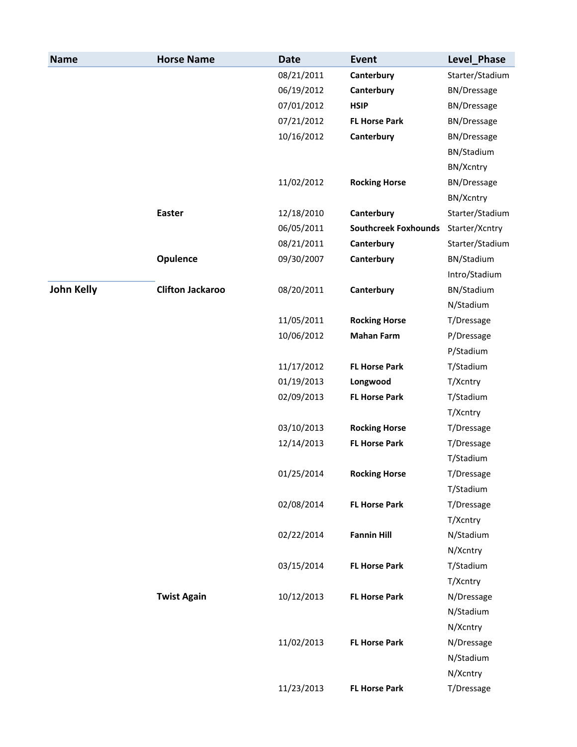| Name | Horse Name | Date | Event | Level_Phase |
| --- | --- | --- | --- | --- |
| | | 08/21/2011 | **Canterbury** | Starter/Stadium |
| | | 06/19/2012 | **Canterbury** | BN/Dressage |
| | | 07/01/2012 | **HSIP** | BN/Dressage |
| | | 07/21/2012 | **FL Horse Park** | BN/Dressage |
| | | 10/16/2012 | **Canterbury** | BN/Dressage |
| | | | | BN/Stadium |
| | | | | BN/Xcntry |
| | | 11/02/2012 | **Rocking Horse** | BN/Dressage |
| | | | | BN/Xcntry |
| | **Easter** | 12/18/2010 | **Canterbury** | Starter/Stadium |
| | | 06/05/2011 | **Southcreek Foxhounds** | Starter/Xcntry |
| | | 08/21/2011 | **Canterbury** | Starter/Stadium |
| | **Opulence** | 09/30/2007 | **Canterbury** | BN/Stadium |
| | | | | Intro/Stadium |
| **John Kelly** | **Clifton Jackaroo** | 08/20/2011 | **Canterbury** | BN/Stadium |
| | | | | N/Stadium |
| | | 11/05/2011 | **Rocking Horse** | T/Dressage |
| | | 10/06/2012 | **Mahan Farm** | P/Dressage |
| | | | | P/Stadium |
| | | 11/17/2012 | **FL Horse Park** | T/Stadium |
| | | 01/19/2013 | **Longwood** | T/Xcntry |
| | | 02/09/2013 | **FL Horse Park** | T/Stadium |
| | | | | T/Xcntry |
| | | 03/10/2013 | **Rocking Horse** | T/Dressage |
| | | 12/14/2013 | **FL Horse Park** | T/Dressage |
| | | | | T/Stadium |
| | | 01/25/2014 | **Rocking Horse** | T/Dressage |
| | | | | T/Stadium |
| | | 02/08/2014 | **FL Horse Park** | T/Dressage |
| | | | | T/Xcntry |
| | | 02/22/2014 | **Fannin Hill** | N/Stadium |
| | | | | N/Xcntry |
| | | 03/15/2014 | **FL Horse Park** | T/Stadium |
| | | | | T/Xcntry |
| | **Twist Again** | 10/12/2013 | **FL Horse Park** | N/Dressage |
| | | | | N/Stadium |
| | | | | N/Xcntry |
| | | 11/02/2013 | **FL Horse Park** | N/Dressage |
| | | | | N/Stadium |
| | | | | N/Xcntry |
| | | 11/23/2013 | **FL Horse Park** | T/Dressage |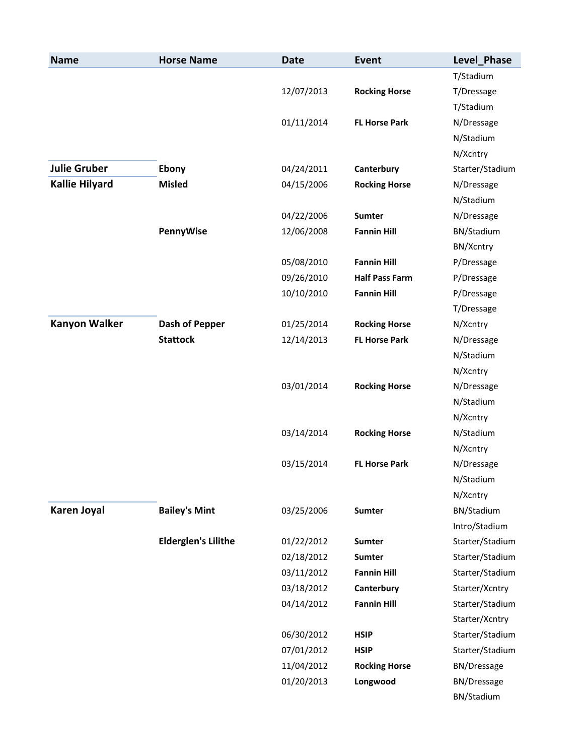| Name | Horse Name | Date | Event | Level_Phase |
|---|---|---|---|---|
| | | | | T/Stadium |
| | | 12/07/2013 | **Rocking Horse** | T/Dressage |
| | | | | T/Stadium |
| | | 01/11/2014 | **FL Horse Park** | N/Dressage |
| | | | | N/Stadium |
| | | | | N/Xcntry |
| **Julie Gruber** | **Ebony** | 04/24/2011 | **Canterbury** | Starter/Stadium |
| **Kallie Hilyard** | **Misled** | 04/15/2006 | **Rocking Horse** | N/Dressage |
| | | | | N/Stadium |
| | | 04/22/2006 | **Sumter** | N/Dressage |
| | **PennyWise** | 12/06/2008 | **Fannin Hill** | BN/Stadium |
| | | | | BN/Xcntry |
| | | 05/08/2010 | **Fannin Hill** | P/Dressage |
| | | 09/26/2010 | **Half Pass Farm** | P/Dressage |
| | | 10/10/2010 | **Fannin Hill** | P/Dressage |
| | | | | T/Dressage |
| **Kanyon Walker** | **Dash of Pepper** | 01/25/2014 | **Rocking Horse** | N/Xcntry |
| | **Stattock** | 12/14/2013 | **FL Horse Park** | N/Dressage |
| | | | | N/Stadium |
| | | | | N/Xcntry |
| | | 03/01/2014 | **Rocking Horse** | N/Dressage |
| | | | | N/Stadium |
| | | | | N/Xcntry |
| | | 03/14/2014 | **Rocking Horse** | N/Stadium |
| | | | | N/Xcntry |
| | | 03/15/2014 | **FL Horse Park** | N/Dressage |
| | | | | N/Stadium |
| | | | | N/Xcntry |
| **Karen Joyal** | **Bailey's Mint** | 03/25/2006 | **Sumter** | BN/Stadium |
| | | | | Intro/Stadium |
| | **Elderglen's Lilithe** | 01/22/2012 | **Sumter** | Starter/Stadium |
| | | 02/18/2012 | **Sumter** | Starter/Stadium |
| | | 03/11/2012 | **Fannin Hill** | Starter/Stadium |
| | | 03/18/2012 | **Canterbury** | Starter/Xcntry |
| | | 04/14/2012 | **Fannin Hill** | Starter/Stadium |
| | | | | Starter/Xcntry |
| | | 06/30/2012 | **HSIP** | Starter/Stadium |
| | | 07/01/2012 | **HSIP** | Starter/Stadium |
| | | 11/04/2012 | **Rocking Horse** | BN/Dressage |
| | | 01/20/2013 | **Longwood** | BN/Dressage |
| | | | | BN/Stadium |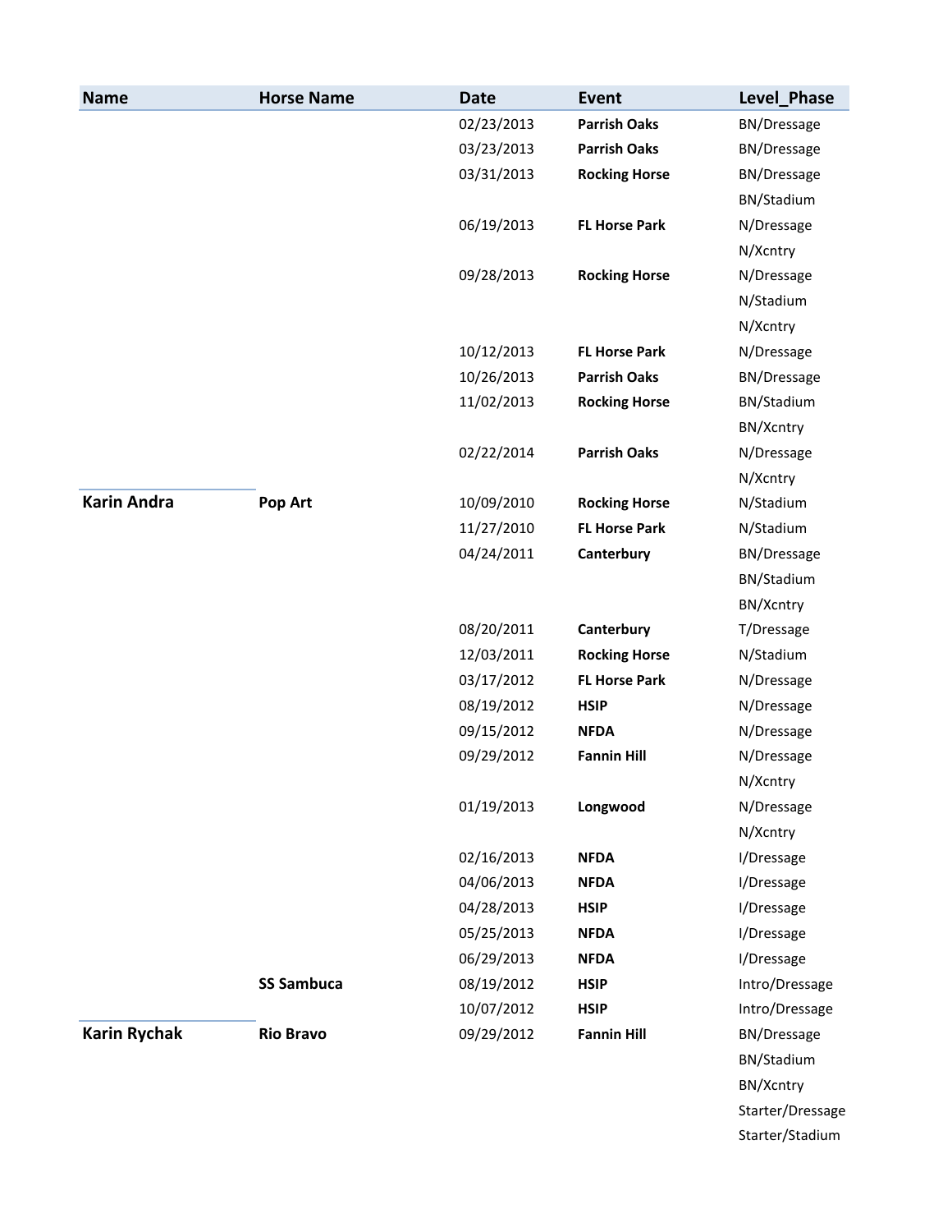| Name | Horse Name | Date | Event | Level_Phase |
|---|---|---|---|---|
| | | 02/23/2013 | **Parrish Oaks** | BN/Dressage |
| | | 03/23/2013 | **Parrish Oaks** | BN/Dressage |
| | | 03/31/2013 | **Rocking Horse** | BN/Dressage |
| | | | | BN/Stadium |
| | | 06/19/2013 | **FL Horse Park** | N/Dressage |
| | | | | N/Xcntry |
| | | 09/28/2013 | **Rocking Horse** | N/Dressage |
| | | | | N/Stadium |
| | | | | N/Xcntry |
| | | 10/12/2013 | **FL Horse Park** | N/Dressage |
| | | 10/26/2013 | **Parrish Oaks** | BN/Dressage |
| | | 11/02/2013 | **Rocking Horse** | BN/Stadium |
| | | | | BN/Xcntry |
| | | 02/22/2014 | **Parrish Oaks** | N/Dressage |
| | | | | N/Xcntry |
| **Karin Andra** | **Pop Art** | 10/09/2010 | **Rocking Horse** | N/Stadium |
| | | 11/27/2010 | **FL Horse Park** | N/Stadium |
| | | 04/24/2011 | **Canterbury** | BN/Dressage |
| | | | | BN/Stadium |
| | | | | BN/Xcntry |
| | | 08/20/2011 | **Canterbury** | T/Dressage |
| | | 12/03/2011 | **Rocking Horse** | N/Stadium |
| | | 03/17/2012 | **FL Horse Park** | N/Dressage |
| | | 08/19/2012 | **HSIP** | N/Dressage |
| | | 09/15/2012 | **NFDA** | N/Dressage |
| | | 09/29/2012 | **Fannin Hill** | N/Dressage |
| | | | | N/Xcntry |
| | | 01/19/2013 | **Longwood** | N/Dressage |
| | | | | N/Xcntry |
| | | 02/16/2013 | **NFDA** | I/Dressage |
| | | 04/06/2013 | **NFDA** | I/Dressage |
| | | 04/28/2013 | **HSIP** | I/Dressage |
| | | 05/25/2013 | **NFDA** | I/Dressage |
| | | 06/29/2013 | **NFDA** | I/Dressage |
| | **SS Sambuca** | 08/19/2012 | **HSIP** | Intro/Dressage |
| | | 10/07/2012 | **HSIP** | Intro/Dressage |
| **Karin Rychak** | **Rio Bravo** | 09/29/2012 | **Fannin Hill** | BN/Dressage |
| | | | | BN/Stadium |
| | | | | BN/Xcntry |
| | | | | Starter/Dressage |
| | | | | Starter/Stadium |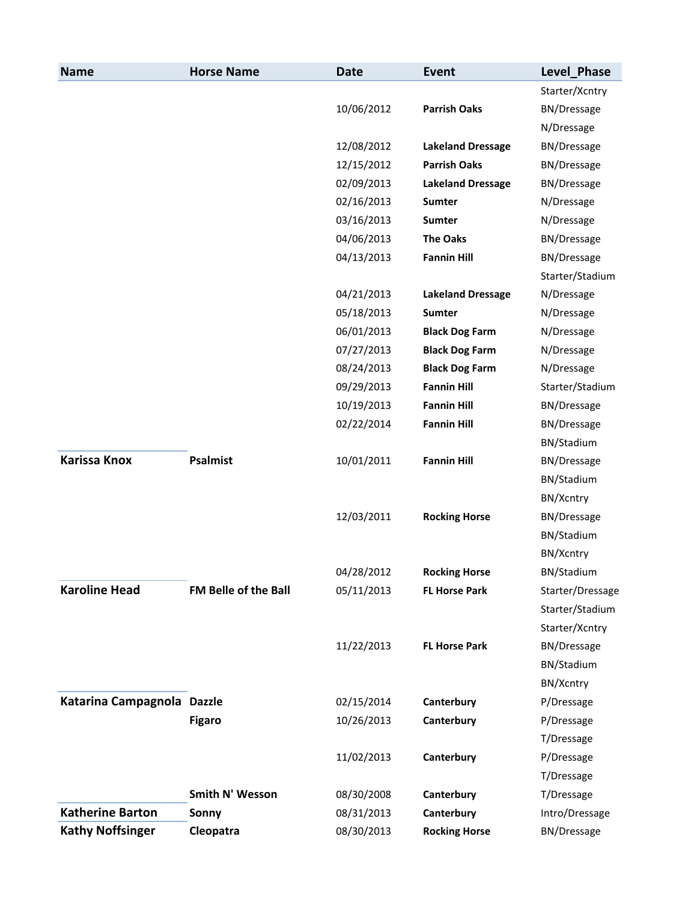| Name | Horse Name | Date | Event | Level_Phase |
|---|---|---|---|---|
| | | | | Starter/Xcntry |
| | | 10/06/2012 | **Parrish Oaks** | BN/Dressage |
| | | | | N/Dressage |
| | | 12/08/2012 | **Lakeland Dressage** | BN/Dressage |
| | | 12/15/2012 | **Parrish Oaks** | BN/Dressage |
| | | 02/09/2013 | **Lakeland Dressage** | BN/Dressage |
| | | 02/16/2013 | **Sumter** | N/Dressage |
| | | 03/16/2013 | **Sumter** | N/Dressage |
| | | 04/06/2013 | **The Oaks** | BN/Dressage |
| | | 04/13/2013 | **Fannin Hill** | BN/Dressage |
| | | | | Starter/Stadium |
| | | 04/21/2013 | **Lakeland Dressage** | N/Dressage |
| | | 05/18/2013 | **Sumter** | N/Dressage |
| | | 06/01/2013 | **Black Dog Farm** | N/Dressage |
| | | 07/27/2013 | **Black Dog Farm** | N/Dressage |
| | | 08/24/2013 | **Black Dog Farm** | N/Dressage |
| | | 09/29/2013 | **Fannin Hill** | Starter/Stadium |
| | | 10/19/2013 | **Fannin Hill** | BN/Dressage |
| | | 02/22/2014 | **Fannin Hill** | BN/Dressage |
| | | | | BN/Stadium |
| **Karissa Knox** | **Psalmist** | 10/01/2011 | **Fannin Hill** | BN/Dressage |
| | | | | BN/Stadium |
| | | | | BN/Xcntry |
| | | 12/03/2011 | **Rocking Horse** | BN/Dressage |
| | | | | BN/Stadium |
| | | | | BN/Xcntry |
| | | 04/28/2012 | **Rocking Horse** | BN/Stadium |
| **Karoline Head** | **FM Belle of the Ball** | 05/11/2013 | **FL Horse Park** | Starter/Dressage |
| | | | | Starter/Stadium |
| | | | | Starter/Xcntry |
| | | 11/22/2013 | **FL Horse Park** | BN/Dressage |
| | | | | BN/Stadium |
| | | | | BN/Xcntry |
| **Katarina Campagnola** | **Dazzle** | 02/15/2014 | **Canterbury** | P/Dressage |
| | **Figaro** | 10/26/2013 | **Canterbury** | P/Dressage |
| | | | | T/Dressage |
| | | 11/02/2013 | **Canterbury** | P/Dressage |
| | | | | T/Dressage |
| | **Smith N' Wesson** | 08/30/2008 | **Canterbury** | T/Dressage |
| **Katherine Barton** | **Sonny** | 08/31/2013 | **Canterbury** | Intro/Dressage |
| **Kathy Noffsinger** | **Cleopatra** | 08/30/2013 | **Rocking Horse** | BN/Dressage |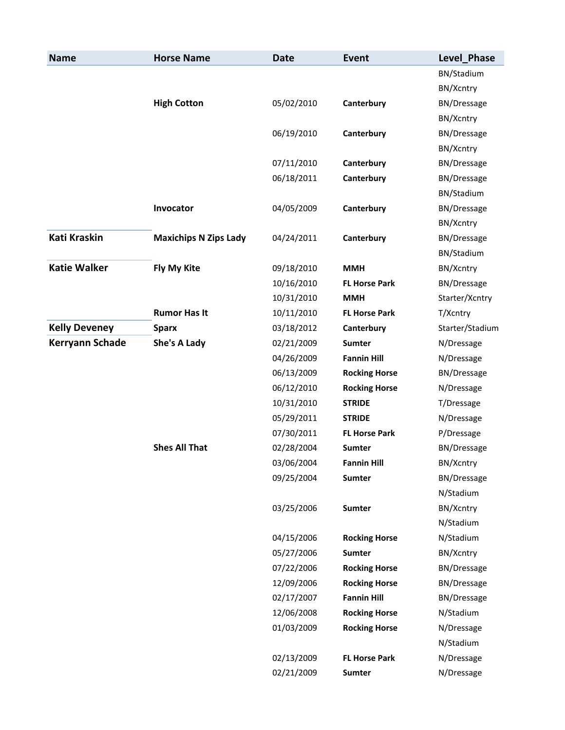| Name | Horse Name | Date | Event | Level_Phase |
|---|---|---|---|---|
| | | | | BN/Stadium |
| | | | | BN/Xcntry |
| | **High Cotton** | 05/02/2010 | **Canterbury** | BN/Dressage |
| | | | | BN/Xcntry |
| | | 06/19/2010 | **Canterbury** | BN/Dressage |
| | | | | BN/Xcntry |
| | | 07/11/2010 | **Canterbury** | BN/Dressage |
| | | 06/18/2011 | **Canterbury** | BN/Dressage |
| | | | | BN/Stadium |
| | **Invocator** | 04/05/2009 | **Canterbury** | BN/Dressage |
| | | | | BN/Xcntry |
| **Kati Kraskin** | **Maxichips N Zips Lady** | 04/24/2011 | **Canterbury** | BN/Dressage |
| | | | | BN/Stadium |
| **Katie Walker** | **Fly My Kite** | 09/18/2010 | **MMH** | BN/Xcntry |
| | | 10/16/2010 | **FL Horse Park** | BN/Dressage |
| | | 10/31/2010 | **MMH** | Starter/Xcntry |
| | **Rumor Has It** | 10/11/2010 | **FL Horse Park** | T/Xcntry |
| **Kelly Deveney** | **Sparx** | 03/18/2012 | **Canterbury** | Starter/Stadium |
| **Kerryann Schade** | **She's A Lady** | 02/21/2009 | **Sumter** | N/Dressage |
| | | 04/26/2009 | **Fannin Hill** | N/Dressage |
| | | 06/13/2009 | **Rocking Horse** | BN/Dressage |
| | | 06/12/2010 | **Rocking Horse** | N/Dressage |
| | | 10/31/2010 | **STRIDE** | T/Dressage |
| | | 05/29/2011 | **STRIDE** | N/Dressage |
| | | 07/30/2011 | **FL Horse Park** | P/Dressage |
| | **Shes All That** | 02/28/2004 | **Sumter** | BN/Dressage |
| | | 03/06/2004 | **Fannin Hill** | BN/Xcntry |
| | | 09/25/2004 | **Sumter** | BN/Dressage |
| | | | | N/Stadium |
| | | 03/25/2006 | **Sumter** | BN/Xcntry |
| | | | | N/Stadium |
| | | 04/15/2006 | **Rocking Horse** | N/Stadium |
| | | 05/27/2006 | **Sumter** | BN/Xcntry |
| | | 07/22/2006 | **Rocking Horse** | BN/Dressage |
| | | 12/09/2006 | **Rocking Horse** | BN/Dressage |
| | | 02/17/2007 | **Fannin Hill** | BN/Dressage |
| | | 12/06/2008 | **Rocking Horse** | N/Stadium |
| | | 01/03/2009 | **Rocking Horse** | N/Dressage |
| | | | | N/Stadium |
| | | 02/13/2009 | **FL Horse Park** | N/Dressage |
| | | 02/21/2009 | **Sumter** | N/Dressage |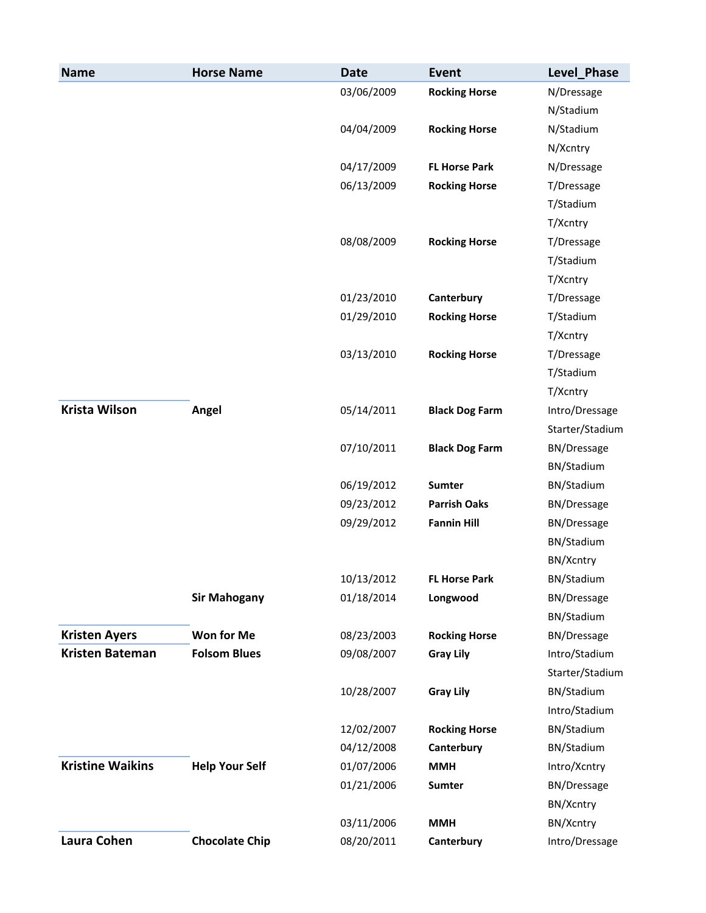| Name | Horse Name | Date | Event | Level_Phase |
|---|---|---|---|---|
| | | 03/06/2009 | **Rocking Horse** | N/Dressage |
| | | | | N/Stadium |
| | | 04/04/2009 | **Rocking Horse** | N/Stadium |
| | | | | N/Xcntry |
| | | 04/17/2009 | **FL Horse Park** | N/Dressage |
| | | 06/13/2009 | **Rocking Horse** | T/Dressage |
| | | | | T/Stadium |
| | | | | T/Xcntry |
| | | 08/08/2009 | **Rocking Horse** | T/Dressage |
| | | | | T/Stadium |
| | | | | T/Xcntry |
| | | 01/23/2010 | **Canterbury** | T/Dressage |
| | | 01/29/2010 | **Rocking Horse** | T/Stadium |
| | | | | T/Xcntry |
| | | 03/13/2010 | **Rocking Horse** | T/Dressage |
| | | | | T/Stadium |
| | | | | T/Xcntry |
| **Krista Wilson** | **Angel** | 05/14/2011 | **Black Dog Farm** | Intro/Dressage |
| | | | | Starter/Stadium |
| | | 07/10/2011 | **Black Dog Farm** | BN/Dressage |
| | | | | BN/Stadium |
| | | 06/19/2012 | **Sumter** | BN/Stadium |
| | | 09/23/2012 | **Parrish Oaks** | BN/Dressage |
| | | 09/29/2012 | **Fannin Hill** | BN/Dressage |
| | | | | BN/Stadium |
| | | | | BN/Xcntry |
| | | 10/13/2012 | **FL Horse Park** | BN/Stadium |
| | **Sir Mahogany** | 01/18/2014 | **Longwood** | BN/Dressage |
| | | | | BN/Stadium |
| **Kristen Ayers** | **Won for Me** | 08/23/2003 | **Rocking Horse** | BN/Dressage |
| **Kristen Bateman** | **Folsom Blues** | 09/08/2007 | **Gray Lily** | Intro/Stadium |
| | | | | Starter/Stadium |
| | | 10/28/2007 | **Gray Lily** | BN/Stadium |
| | | | | Intro/Stadium |
| | | 12/02/2007 | **Rocking Horse** | BN/Stadium |
| | | 04/12/2008 | **Canterbury** | BN/Stadium |
| **Kristine Waikins** | **Help Your Self** | 01/07/2006 | **MMH** | Intro/Xcntry |
| | | 01/21/2006 | **Sumter** | BN/Dressage |
| | | | | BN/Xcntry |
| | | 03/11/2006 | **MMH** | BN/Xcntry |
| **Laura Cohen** | **Chocolate Chip** | 08/20/2011 | **Canterbury** | Intro/Dressage |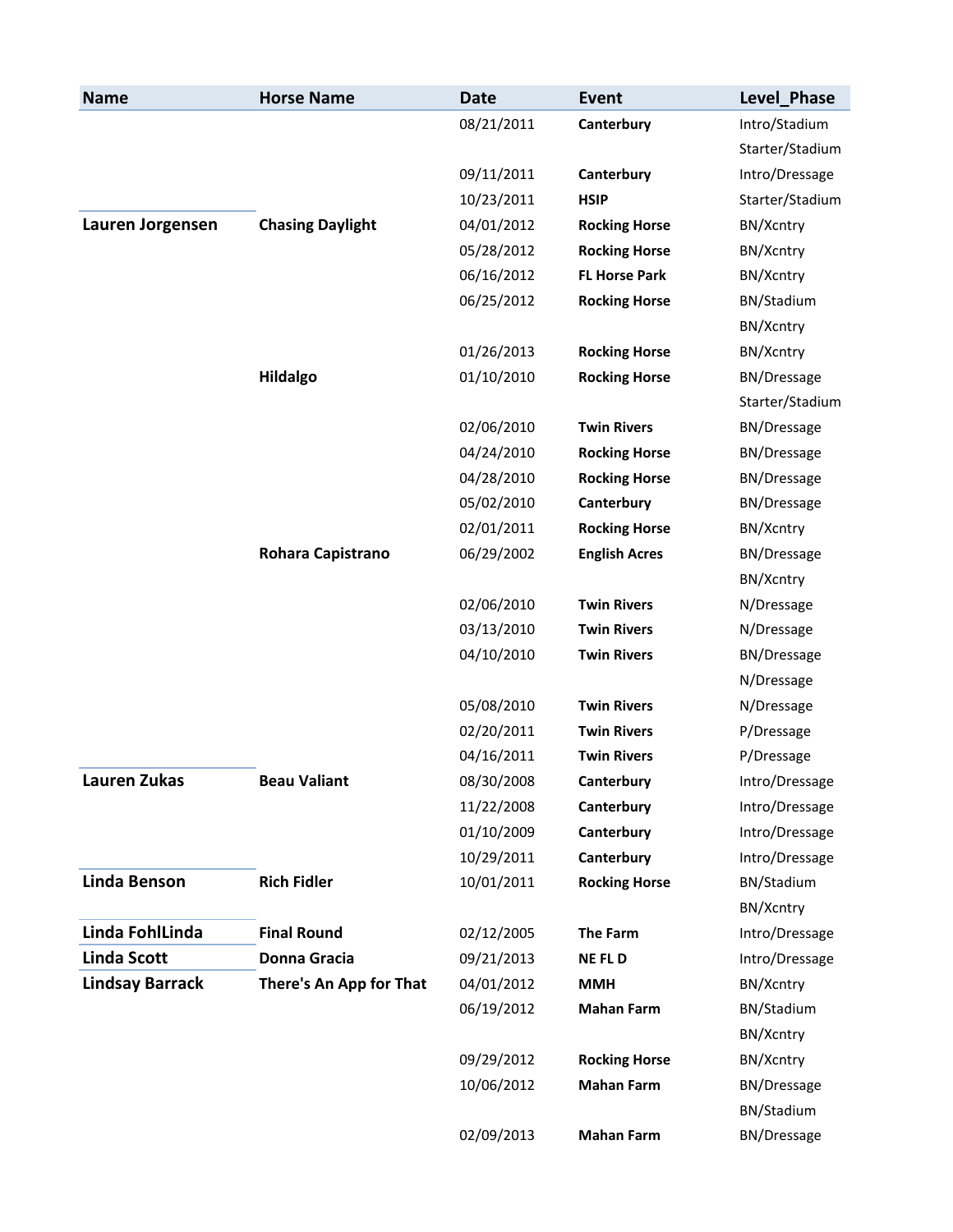| Name | Horse Name | Date | Event | Level_Phase |
|---|---|---|---|---|
| | | 08/21/2011 | **Canterbury** | Intro/Stadium |
| | | | | Starter/Stadium |
| | | 09/11/2011 | **Canterbury** | Intro/Dressage |
| | | 10/23/2011 | **HSIP** | Starter/Stadium |
| **Lauren Jorgensen** | **Chasing Daylight** | 04/01/2012 | **Rocking Horse** | BN/Xcntry |
| | | 05/28/2012 | **Rocking Horse** | BN/Xcntry |
| | | 06/16/2012 | **FL Horse Park** | BN/Xcntry |
| | | 06/25/2012 | **Rocking Horse** | BN/Stadium |
| | | | | BN/Xcntry |
| | | 01/26/2013 | **Rocking Horse** | BN/Xcntry |
| | **Hildalgo** | 01/10/2010 | **Rocking Horse** | BN/Dressage |
| | | | | Starter/Stadium |
| | | 02/06/2010 | **Twin Rivers** | BN/Dressage |
| | | 04/24/2010 | **Rocking Horse** | BN/Dressage |
| | | 04/28/2010 | **Rocking Horse** | BN/Dressage |
| | | 05/02/2010 | **Canterbury** | BN/Dressage |
| | | 02/01/2011 | **Rocking Horse** | BN/Xcntry |
| | **Rohara Capistrano** | 06/29/2002 | **English Acres** | BN/Dressage |
| | | | | BN/Xcntry |
| | | 02/06/2010 | **Twin Rivers** | N/Dressage |
| | | 03/13/2010 | **Twin Rivers** | N/Dressage |
| | | 04/10/2010 | **Twin Rivers** | BN/Dressage |
| | | | | N/Dressage |
| | | 05/08/2010 | **Twin Rivers** | N/Dressage |
| | | 02/20/2011 | **Twin Rivers** | P/Dressage |
| | | 04/16/2011 | **Twin Rivers** | P/Dressage |
| **Lauren Zukas** | **Beau Valiant** | 08/30/2008 | **Canterbury** | Intro/Dressage |
| | | 11/22/2008 | **Canterbury** | Intro/Dressage |
| | | 01/10/2009 | **Canterbury** | Intro/Dressage |
| | | 10/29/2011 | **Canterbury** | Intro/Dressage |
| **Linda Benson** | **Rich Fidler** | 10/01/2011 | **Rocking Horse** | BN/Stadium |
| | | | | BN/Xcntry |
| **Linda FohlLinda** | **Final Round** | 02/12/2005 | **The Farm** | Intro/Dressage |
| **Linda Scott** | **Donna Gracia** | 09/21/2013 | **NE FL D** | Intro/Dressage |
| **Lindsay Barrack** | **There's An App for That** | 04/01/2012 | **MMH** | BN/Xcntry |
| | | 06/19/2012 | **Mahan Farm** | BN/Stadium |
| | | | | BN/Xcntry |
| | | 09/29/2012 | **Rocking Horse** | BN/Xcntry |
| | | 10/06/2012 | **Mahan Farm** | BN/Dressage |
| | | | | BN/Stadium |
| | | 02/09/2013 | **Mahan Farm** | BN/Dressage |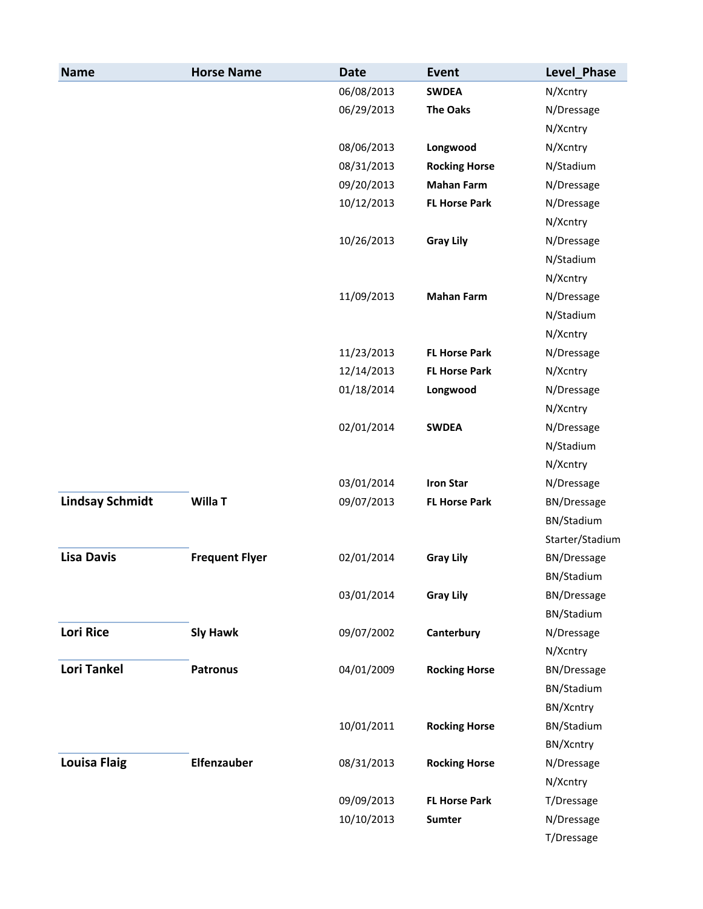| Name | Horse Name | Date | Event | Level_Phase |
|---|---|---|---|---|
| | | 06/08/2013 | **SWDEA** | N/Xcntry |
| | | 06/29/2013 | **The Oaks** | N/Dressage |
| | | | | N/Xcntry |
| | | 08/06/2013 | **Longwood** | N/Xcntry |
| | | 08/31/2013 | **Rocking Horse** | N/Stadium |
| | | 09/20/2013 | **Mahan Farm** | N/Dressage |
| | | 10/12/2013 | **FL Horse Park** | N/Dressage |
| | | | | N/Xcntry |
| | | 10/26/2013 | **Gray Lily** | N/Dressage |
| | | | | N/Stadium |
| | | | | N/Xcntry |
| | | 11/09/2013 | **Mahan Farm** | N/Dressage |
| | | | | N/Stadium |
| | | | | N/Xcntry |
| | | 11/23/2013 | **FL Horse Park** | N/Dressage |
| | | 12/14/2013 | **FL Horse Park** | N/Xcntry |
| | | 01/18/2014 | **Longwood** | N/Dressage |
| | | | | N/Xcntry |
| | | 02/01/2014 | **SWDEA** | N/Dressage |
| | | | | N/Stadium |
| | | | | N/Xcntry |
| | | 03/01/2014 | **Iron Star** | N/Dressage |
| **Lindsay Schmidt** | **Willa T** | 09/07/2013 | **FL Horse Park** | BN/Dressage |
| | | | | BN/Stadium |
| | | | | Starter/Stadium |
| **Lisa Davis** | **Frequent Flyer** | 02/01/2014 | **Gray Lily** | BN/Dressage |
| | | | | BN/Stadium |
| | | 03/01/2014 | **Gray Lily** | BN/Dressage |
| | | | | BN/Stadium |
| **Lori Rice** | **Sly Hawk** | 09/07/2002 | **Canterbury** | N/Dressage |
| | | | | N/Xcntry |
| **Lori Tankel** | **Patronus** | 04/01/2009 | **Rocking Horse** | BN/Dressage |
| | | | | BN/Stadium |
| | | | | BN/Xcntry |
| | | 10/01/2011 | **Rocking Horse** | BN/Stadium |
| | | | | BN/Xcntry |
| **Louisa Flaig** | **Elfenzauber** | 08/31/2013 | **Rocking Horse** | N/Dressage |
| | | | | N/Xcntry |
| | | 09/09/2013 | **FL Horse Park** | T/Dressage |
| | | 10/10/2013 | **Sumter** | N/Dressage |
| | | | | T/Dressage |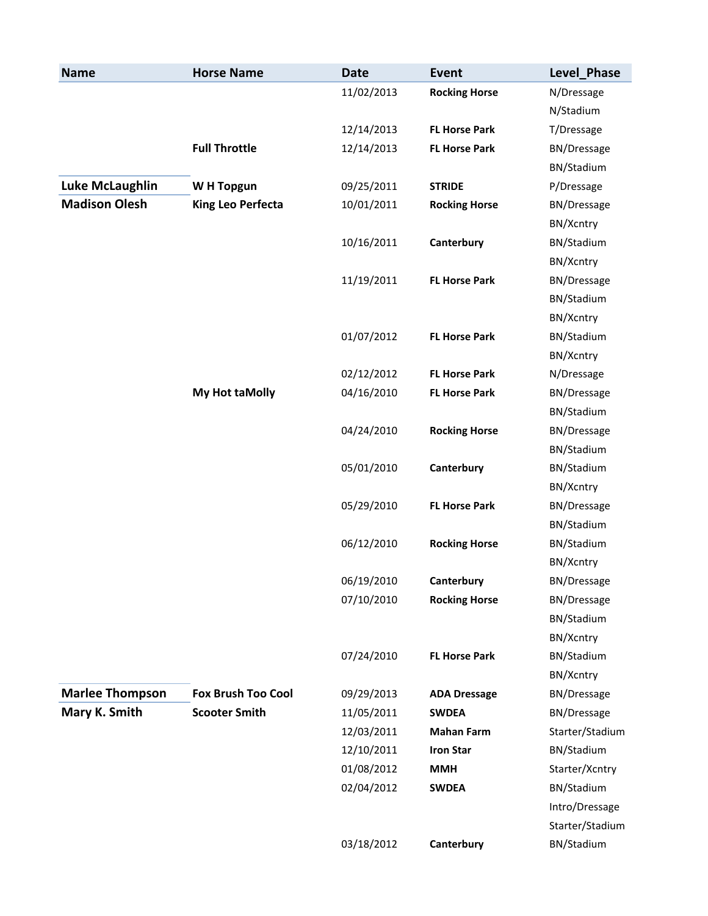| Name | Horse Name | Date | Event | Level_Phase |
|---|---|---|---|---|
| | | 11/02/2013 | **Rocking Horse** | N/Dressage |
| | | | | N/Stadium |
| | | 12/14/2013 | **FL Horse Park** | T/Dressage |
| | **Full Throttle** | 12/14/2013 | **FL Horse Park** | BN/Dressage |
| | | | | BN/Stadium |
| **Luke McLaughlin** | **W H Topgun** | 09/25/2011 | **STRIDE** | P/Dressage |
| **Madison Olesh** | **King Leo Perfecta** | 10/01/2011 | **Rocking Horse** | BN/Dressage |
| | | | | BN/Xcntry |
| | | 10/16/2011 | **Canterbury** | BN/Stadium |
| | | | | BN/Xcntry |
| | | 11/19/2011 | **FL Horse Park** | BN/Dressage |
| | | | | BN/Stadium |
| | | | | BN/Xcntry |
| | | 01/07/2012 | **FL Horse Park** | BN/Stadium |
| | | | | BN/Xcntry |
| | | 02/12/2012 | **FL Horse Park** | N/Dressage |
| | **My Hot taMolly** | 04/16/2010 | **FL Horse Park** | BN/Dressage |
| | | | | BN/Stadium |
| | | 04/24/2010 | **Rocking Horse** | BN/Dressage |
| | | | | BN/Stadium |
| | | 05/01/2010 | **Canterbury** | BN/Stadium |
| | | | | BN/Xcntry |
| | | 05/29/2010 | **FL Horse Park** | BN/Dressage |
| | | | | BN/Stadium |
| | | 06/12/2010 | **Rocking Horse** | BN/Stadium |
| | | | | BN/Xcntry |
| | | 06/19/2010 | **Canterbury** | BN/Dressage |
| | | 07/10/2010 | **Rocking Horse** | BN/Dressage |
| | | | | BN/Stadium |
| | | | | BN/Xcntry |
| | | 07/24/2010 | **FL Horse Park** | BN/Stadium |
| | | | | BN/Xcntry |
| **Marlee Thompson** | **Fox Brush Too Cool** | 09/29/2013 | **ADA Dressage** | BN/Dressage |
| **Mary K. Smith** | **Scooter Smith** | 11/05/2011 | **SWDEA** | BN/Dressage |
| | | 12/03/2011 | **Mahan Farm** | Starter/Stadium |
| | | 12/10/2011 | **Iron Star** | BN/Stadium |
| | | 01/08/2012 | **MMH** | Starter/Xcntry |
| | | 02/04/2012 | **SWDEA** | BN/Stadium |
| | | | | Intro/Dressage |
| | | | | Starter/Stadium |
| | | 03/18/2012 | **Canterbury** | BN/Stadium |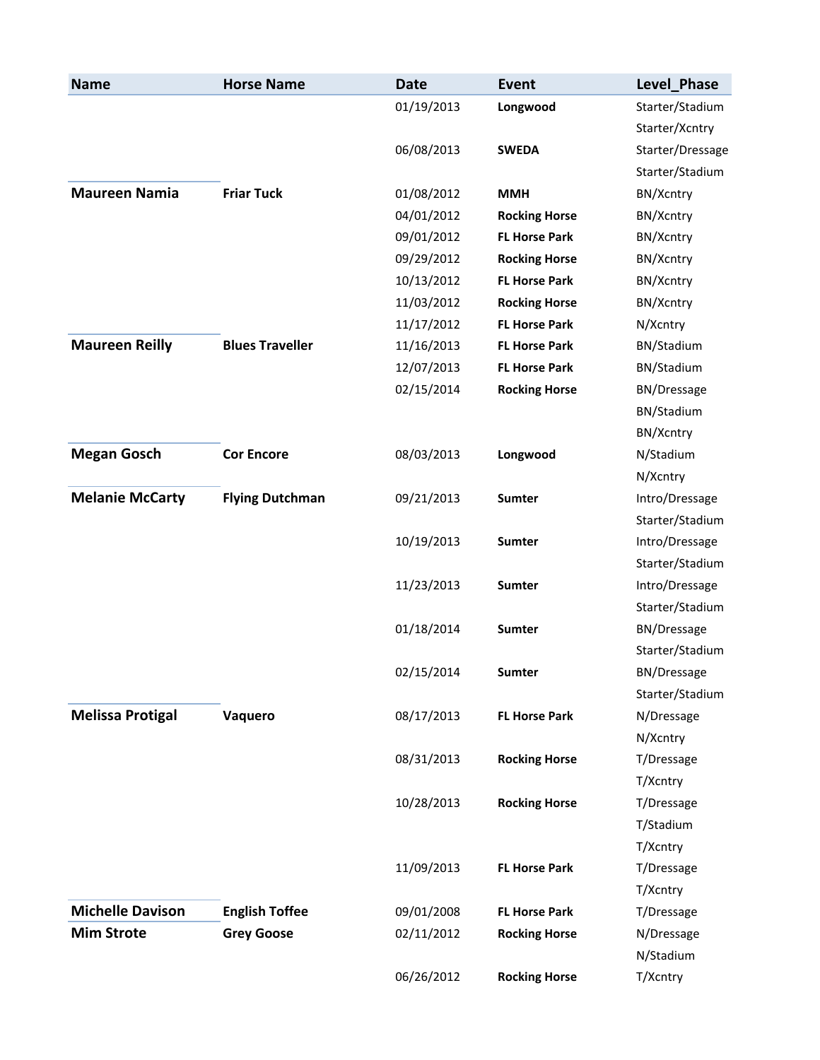| Name | Horse Name | Date | Event | Level_Phase |
|---|---|---|---|---|
| | | 01/19/2013 | **Longwood** | Starter/Stadium |
| | | | | Starter/Xcntry |
| | | 06/08/2013 | **SWEDA** | Starter/Dressage |
| | | | | Starter/Stadium |
| **Maureen Namia** | **Friar Tuck** | 01/08/2012 | **MMH** | BN/Xcntry |
| | | 04/01/2012 | **Rocking Horse** | BN/Xcntry |
| | | 09/01/2012 | **FL Horse Park** | BN/Xcntry |
| | | 09/29/2012 | **Rocking Horse** | BN/Xcntry |
| | | 10/13/2012 | **FL Horse Park** | BN/Xcntry |
| | | 11/03/2012 | **Rocking Horse** | BN/Xcntry |
| | | 11/17/2012 | **FL Horse Park** | N/Xcntry |
| **Maureen Reilly** | **Blues Traveller** | 11/16/2013 | **FL Horse Park** | BN/Stadium |
| | | 12/07/2013 | **FL Horse Park** | BN/Stadium |
| | | 02/15/2014 | **Rocking Horse** | BN/Dressage |
| | | | | BN/Stadium |
| | | | | BN/Xcntry |
| **Megan Gosch** | **Cor Encore** | 08/03/2013 | **Longwood** | N/Stadium |
| | | | | N/Xcntry |
| **Melanie McCarty** | **Flying Dutchman** | 09/21/2013 | **Sumter** | Intro/Dressage |
| | | | | Starter/Stadium |
| | | 10/19/2013 | **Sumter** | Intro/Dressage |
| | | | | Starter/Stadium |
| | | 11/23/2013 | **Sumter** | Intro/Dressage |
| | | | | Starter/Stadium |
| | | 01/18/2014 | **Sumter** | BN/Dressage |
| | | | | Starter/Stadium |
| | | 02/15/2014 | **Sumter** | BN/Dressage |
| | | | | Starter/Stadium |
| **Melissa Protigal** | **Vaquero** | 08/17/2013 | **FL Horse Park** | N/Dressage |
| | | | | N/Xcntry |
| | | 08/31/2013 | **Rocking Horse** | T/Dressage |
| | | | | T/Xcntry |
| | | 10/28/2013 | **Rocking Horse** | T/Dressage |
| | | | | T/Stadium |
| | | | | T/Xcntry |
| | | 11/09/2013 | **FL Horse Park** | T/Dressage |
| | | | | T/Xcntry |
| **Michelle Davison** | **English Toffee** | 09/01/2008 | **FL Horse Park** | T/Dressage |
| **Mim Strote** | **Grey Goose** | 02/11/2012 | **Rocking Horse** | N/Dressage |
| | | | | N/Stadium |
| | | 06/26/2012 | **Rocking Horse** | T/Xcntry |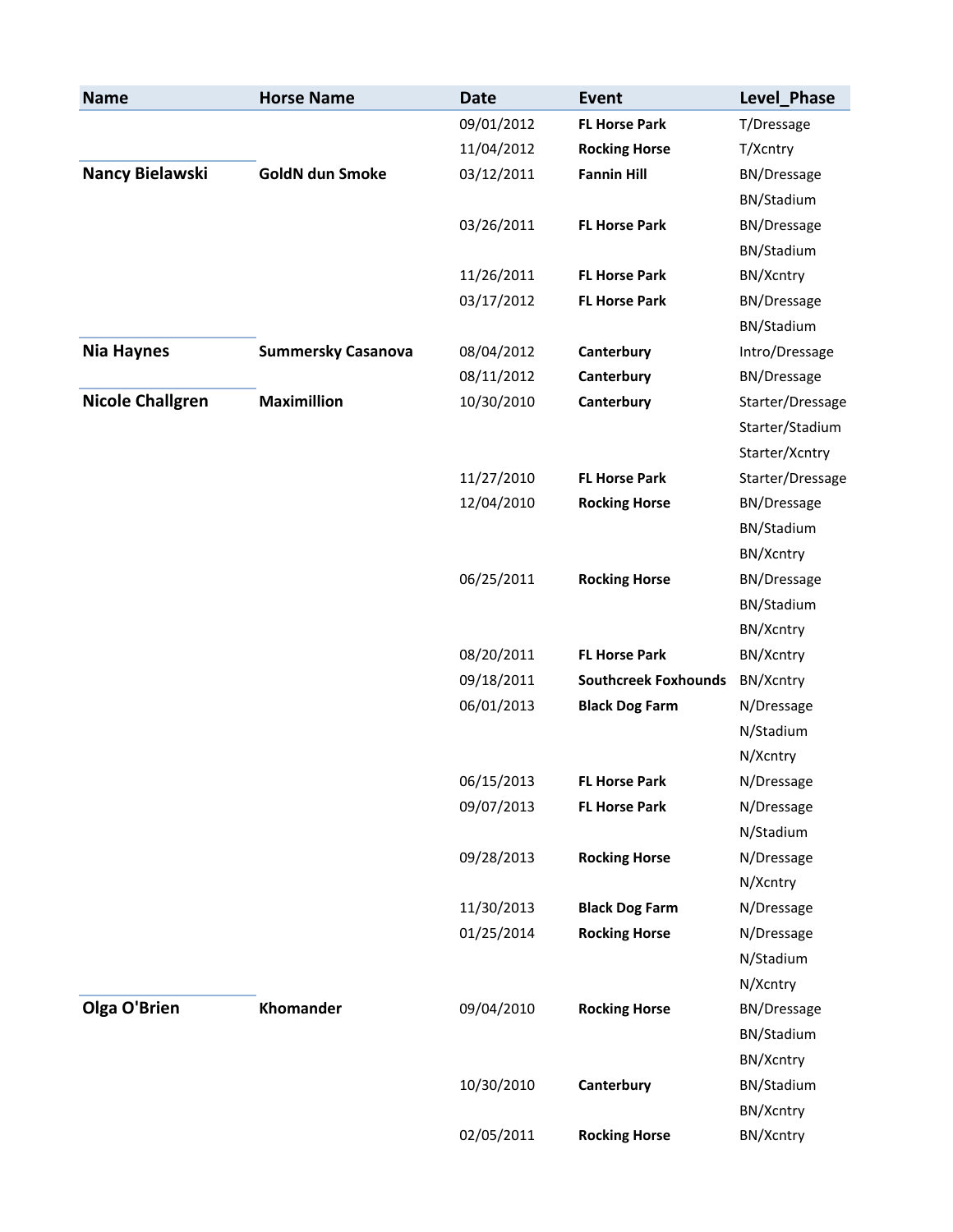| Name | Horse Name | Date | Event | Level_Phase |
|---|---|---|---|---|
| | | 09/01/2012 | **FL Horse Park** | T/Dressage |
| | | 11/04/2012 | **Rocking Horse** | T/Xcntry |
| **Nancy Bielawski** | **GoldN dun Smoke** | 03/12/2011 | **Fannin Hill** | BN/Dressage |
| | | | | BN/Stadium |
| | | 03/26/2011 | **FL Horse Park** | BN/Dressage |
| | | | | BN/Stadium |
| | | 11/26/2011 | **FL Horse Park** | BN/Xcntry |
| | | 03/17/2012 | **FL Horse Park** | BN/Dressage |
| | | | | BN/Stadium |
| **Nia Haynes** | **Summersky Casanova** | 08/04/2012 | **Canterbury** | Intro/Dressage |
| | | 08/11/2012 | **Canterbury** | BN/Dressage |
| **Nicole Challgren** | **Maximillion** | 10/30/2010 | **Canterbury** | Starter/Dressage |
| | | | | Starter/Stadium |
| | | | | Starter/Xcntry |
| | | 11/27/2010 | **FL Horse Park** | Starter/Dressage |
| | | 12/04/2010 | **Rocking Horse** | BN/Dressage |
| | | | | BN/Stadium |
| | | | | BN/Xcntry |
| | | 06/25/2011 | **Rocking Horse** | BN/Dressage |
| | | | | BN/Stadium |
| | | | | BN/Xcntry |
| | | 08/20/2011 | **FL Horse Park** | BN/Xcntry |
| | | 09/18/2011 | **Southcreek Foxhounds** | BN/Xcntry |
| | | 06/01/2013 | **Black Dog Farm** | N/Dressage |
| | | | | N/Stadium |
| | | | | N/Xcntry |
| | | 06/15/2013 | **FL Horse Park** | N/Dressage |
| | | 09/07/2013 | **FL Horse Park** | N/Dressage |
| | | | | N/Stadium |
| | | 09/28/2013 | **Rocking Horse** | N/Dressage |
| | | | | N/Xcntry |
| | | 11/30/2013 | **Black Dog Farm** | N/Dressage |
| | | 01/25/2014 | **Rocking Horse** | N/Dressage |
| | | | | N/Stadium |
| | | | | N/Xcntry |
| **Olga O'Brien** | **Khomander** | 09/04/2010 | **Rocking Horse** | BN/Dressage |
| | | | | BN/Stadium |
| | | | | BN/Xcntry |
| | | 10/30/2010 | **Canterbury** | BN/Stadium |
| | | | | BN/Xcntry |
| | | 02/05/2011 | **Rocking Horse** | BN/Xcntry |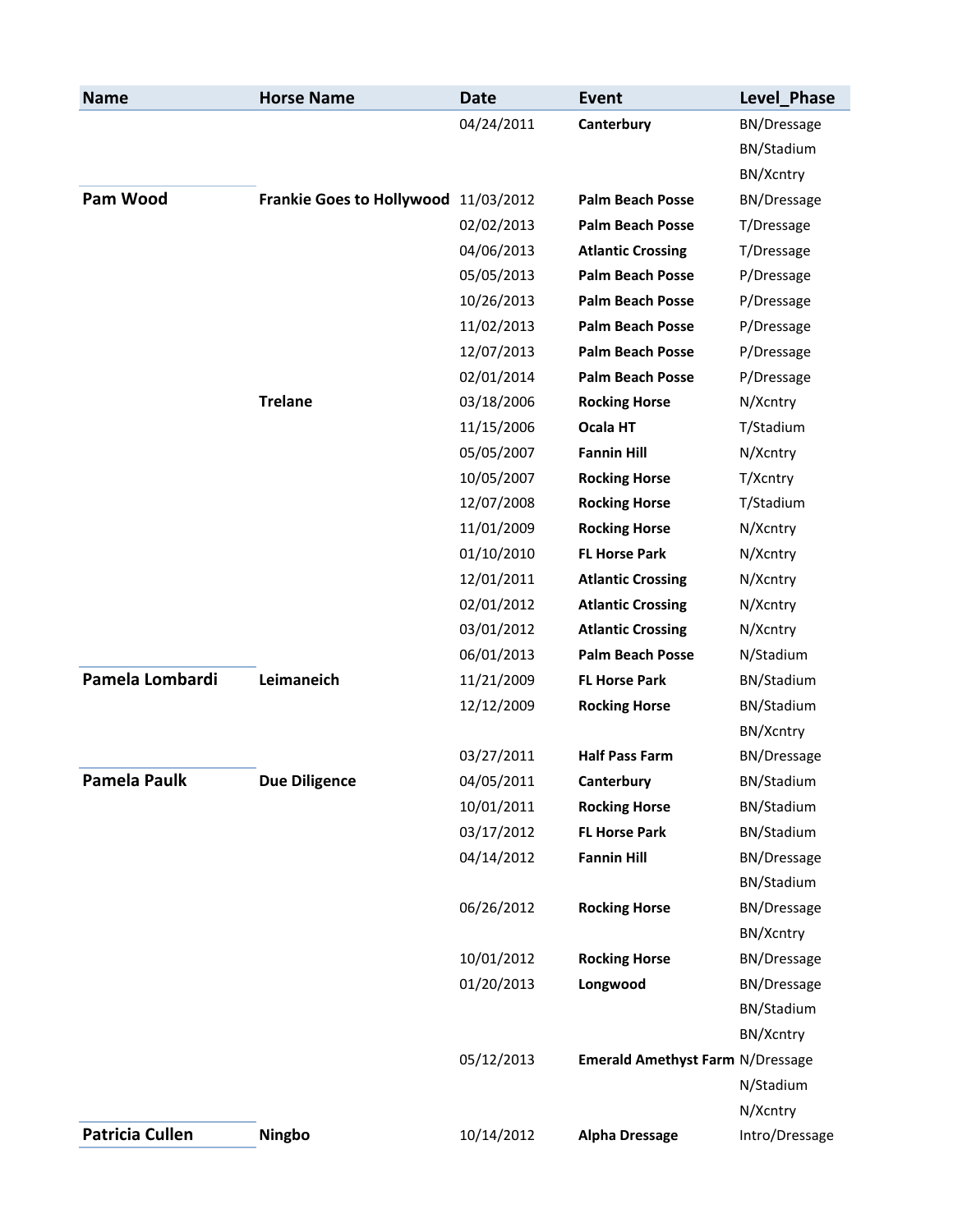| Name | Horse Name | Date | Event | Level_Phase |
|---|---|---|---|---|
| | | 04/24/2011 | **Canterbury** | BN/Dressage |
| | | | | BN/Stadium |
| | | | | BN/Xcntry |
| **Pam Wood** | **Frankie Goes to Hollywood** | 11/03/2012 | **Palm Beach Posse** | BN/Dressage |
| | | 02/02/2013 | **Palm Beach Posse** | T/Dressage |
| | | 04/06/2013 | **Atlantic Crossing** | T/Dressage |
| | | 05/05/2013 | **Palm Beach Posse** | P/Dressage |
| | | 10/26/2013 | **Palm Beach Posse** | P/Dressage |
| | | 11/02/2013 | **Palm Beach Posse** | P/Dressage |
| | | 12/07/2013 | **Palm Beach Posse** | P/Dressage |
| | | 02/01/2014 | **Palm Beach Posse** | P/Dressage |
| | **Trelane** | 03/18/2006 | **Rocking Horse** | N/Xcntry |
| | | 11/15/2006 | **Ocala HT** | T/Stadium |
| | | 05/05/2007 | **Fannin Hill** | N/Xcntry |
| | | 10/05/2007 | **Rocking Horse** | T/Xcntry |
| | | 12/07/2008 | **Rocking Horse** | T/Stadium |
| | | 11/01/2009 | **Rocking Horse** | N/Xcntry |
| | | 01/10/2010 | **FL Horse Park** | N/Xcntry |
| | | 12/01/2011 | **Atlantic Crossing** | N/Xcntry |
| | | 02/01/2012 | **Atlantic Crossing** | N/Xcntry |
| | | 03/01/2012 | **Atlantic Crossing** | N/Xcntry |
| | | 06/01/2013 | **Palm Beach Posse** | N/Stadium |
| **Pamela Lombardi** | **Leimaneich** | 11/21/2009 | **FL Horse Park** | BN/Stadium |
| | | 12/12/2009 | **Rocking Horse** | BN/Stadium |
| | | | | BN/Xcntry |
| | | 03/27/2011 | **Half Pass Farm** | BN/Dressage |
| **Pamela Paulk** | **Due Diligence** | 04/05/2011 | **Canterbury** | BN/Stadium |
| | | 10/01/2011 | **Rocking Horse** | BN/Stadium |
| | | 03/17/2012 | **FL Horse Park** | BN/Stadium |
| | | 04/14/2012 | **Fannin Hill** | BN/Dressage |
| | | | | BN/Stadium |
| | | 06/26/2012 | **Rocking Horse** | BN/Dressage |
| | | | | BN/Xcntry |
| | | 10/01/2012 | **Rocking Horse** | BN/Dressage |
| | | 01/20/2013 | **Longwood** | BN/Dressage |
| | | | | BN/Stadium |
| | | | | BN/Xcntry |
| | | 05/12/2013 | **Emerald Amethyst Farm** | N/Dressage |
| | | | | N/Stadium |
| | | | | N/Xcntry |
| **Patricia Cullen** | **Ningbo** | 10/14/2012 | **Alpha Dressage** | Intro/Dressage |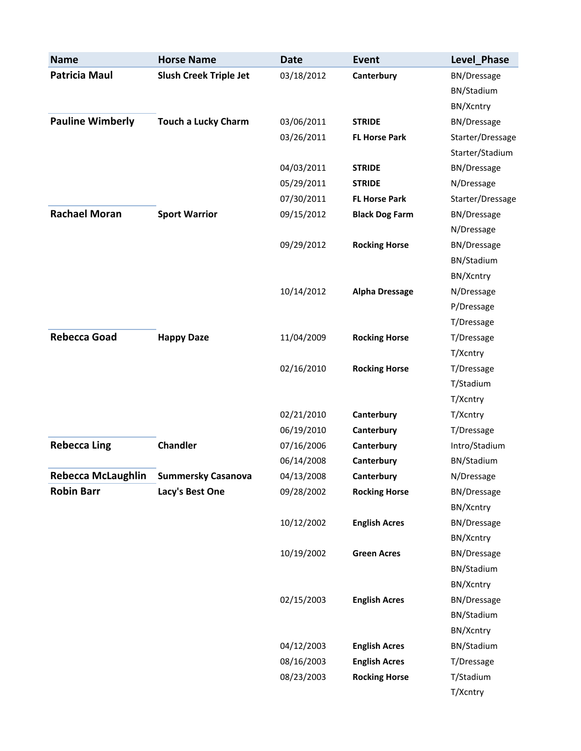| Name | Horse Name | Date | Event | Level_Phase |
|---|---|---|---|---|
| **Patricia Maul** | **Slush Creek Triple Jet** | 03/18/2012 | **Canterbury** | BN/Dressage |
| | | | | BN/Stadium |
| | | | | BN/Xcntry |
| **Pauline Wimberly** | **Touch a Lucky Charm** | 03/06/2011 | **STRIDE** | BN/Dressage |
| | | 03/26/2011 | **FL Horse Park** | Starter/Dressage |
| | | | | Starter/Stadium |
| | | 04/03/2011 | **STRIDE** | BN/Dressage |
| | | 05/29/2011 | **STRIDE** | N/Dressage |
| | | 07/30/2011 | **FL Horse Park** | Starter/Dressage |
| **Rachael Moran** | **Sport Warrior** | 09/15/2012 | **Black Dog Farm** | BN/Dressage |
| | | | | N/Dressage |
| | | 09/29/2012 | **Rocking Horse** | BN/Dressage |
| | | | | BN/Stadium |
| | | | | BN/Xcntry |
| | | 10/14/2012 | **Alpha Dressage** | N/Dressage |
| | | | | P/Dressage |
| | | | | T/Dressage |
| **Rebecca Goad** | **Happy Daze** | 11/04/2009 | **Rocking Horse** | T/Dressage |
| | | | | T/Xcntry |
| | | 02/16/2010 | **Rocking Horse** | T/Dressage |
| | | | | T/Stadium |
| | | | | T/Xcntry |
| | | 02/21/2010 | **Canterbury** | T/Xcntry |
| | | 06/19/2010 | **Canterbury** | T/Dressage |
| **Rebecca Ling** | **Chandler** | 07/16/2006 | **Canterbury** | Intro/Stadium |
| | | 06/14/2008 | **Canterbury** | BN/Stadium |
| **Rebecca McLaughlin** | **Summersky Casanova** | 04/13/2008 | **Canterbury** | N/Dressage |
| **Robin Barr** | **Lacy's Best One** | 09/28/2002 | **Rocking Horse** | BN/Dressage |
| | | | | BN/Xcntry |
| | | 10/12/2002 | **English Acres** | BN/Dressage |
| | | | | BN/Xcntry |
| | | 10/19/2002 | **Green Acres** | BN/Dressage |
| | | | | BN/Stadium |
| | | | | BN/Xcntry |
| | | 02/15/2003 | **English Acres** | BN/Dressage |
| | | | | BN/Stadium |
| | | | | BN/Xcntry |
| | | 04/12/2003 | **English Acres** | BN/Stadium |
| | | 08/16/2003 | **English Acres** | T/Dressage |
| | | 08/23/2003 | **Rocking Horse** | T/Stadium |
| | | | | T/Xcntry |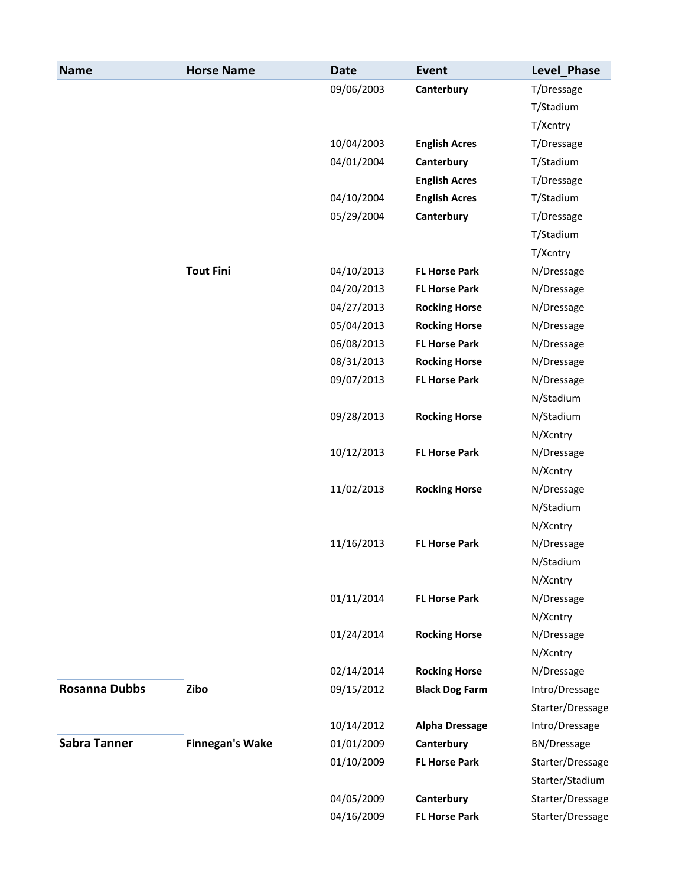| Name | Horse Name | Date | Event | Level_Phase |
|---|---|---|---|---|
| | | 09/06/2003 | **Canterbury** | T/Dressage |
| | | | | T/Stadium |
| | | | | T/Xcntry |
| | | 10/04/2003 | **English Acres** | T/Dressage |
| | | 04/01/2004 | **Canterbury** | T/Stadium |
| | | | **English Acres** | T/Dressage |
| | | 04/10/2004 | **English Acres** | T/Stadium |
| | | 05/29/2004 | **Canterbury** | T/Dressage |
| | | | | T/Stadium |
| | | | | T/Xcntry |
| | **Tout Fini** | 04/10/2013 | **FL Horse Park** | N/Dressage |
| | | 04/20/2013 | **FL Horse Park** | N/Dressage |
| | | 04/27/2013 | **Rocking Horse** | N/Dressage |
| | | 05/04/2013 | **Rocking Horse** | N/Dressage |
| | | 06/08/2013 | **FL Horse Park** | N/Dressage |
| | | 08/31/2013 | **Rocking Horse** | N/Dressage |
| | | 09/07/2013 | **FL Horse Park** | N/Dressage |
| | | | | N/Stadium |
| | | 09/28/2013 | **Rocking Horse** | N/Stadium |
| | | | | N/Xcntry |
| | | 10/12/2013 | **FL Horse Park** | N/Dressage |
| | | | | N/Xcntry |
| | | 11/02/2013 | **Rocking Horse** | N/Dressage |
| | | | | N/Stadium |
| | | | | N/Xcntry |
| | | 11/16/2013 | **FL Horse Park** | N/Dressage |
| | | | | N/Stadium |
| | | | | N/Xcntry |
| | | 01/11/2014 | **FL Horse Park** | N/Dressage |
| | | | | N/Xcntry |
| | | 01/24/2014 | **Rocking Horse** | N/Dressage |
| | | | | N/Xcntry |
| | | 02/14/2014 | **Rocking Horse** | N/Dressage |
| **Rosanna Dubbs** | **Zibo** | 09/15/2012 | **Black Dog Farm** | Intro/Dressage |
| | | | | Starter/Dressage |
| | | 10/14/2012 | **Alpha Dressage** | Intro/Dressage |
| **Sabra Tanner** | **Finnegan's Wake** | 01/01/2009 | **Canterbury** | BN/Dressage |
| | | 01/10/2009 | **FL Horse Park** | Starter/Dressage |
| | | | | Starter/Stadium |
| | | 04/05/2009 | **Canterbury** | Starter/Dressage |
| | | 04/16/2009 | **FL Horse Park** | Starter/Dressage |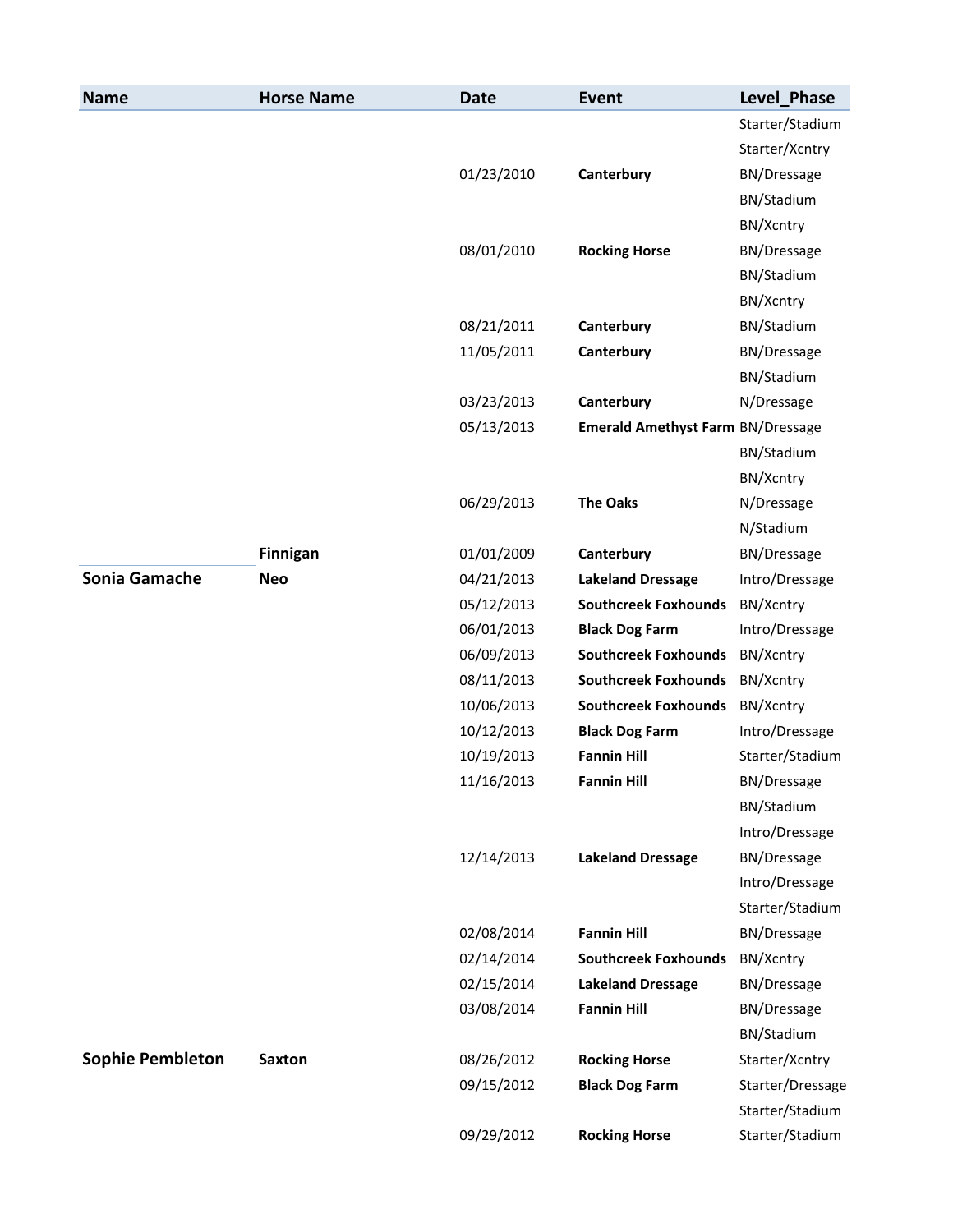| Name | Horse Name | Date | Event | Level_Phase |
| --- | --- | --- | --- | --- |
| | | | | Starter/Stadium |
| | | | | Starter/Xcntry |
| | | 01/23/2010 | **Canterbury** | BN/Dressage |
| | | | | BN/Stadium |
| | | | | BN/Xcntry |
| | | 08/01/2010 | **Rocking Horse** | BN/Dressage |
| | | | | BN/Stadium |
| | | | | BN/Xcntry |
| | | 08/21/2011 | **Canterbury** | BN/Stadium |
| | | 11/05/2011 | **Canterbury** | BN/Dressage |
| | | | | BN/Stadium |
| | | 03/23/2013 | **Canterbury** | N/Dressage |
| | | 05/13/2013 | **Emerald Amethyst Farm** | BN/Dressage |
| | | | | BN/Stadium |
| | | | | BN/Xcntry |
| | | 06/29/2013 | **The Oaks** | N/Dressage |
| | | | | N/Stadium |
| | **Finnigan** | 01/01/2009 | **Canterbury** | BN/Dressage |
| **Sonia Gamache** | **Neo** | 04/21/2013 | **Lakeland Dressage** | Intro/Dressage |
| | | 05/12/2013 | **Southcreek Foxhounds** | BN/Xcntry |
| | | 06/01/2013 | **Black Dog Farm** | Intro/Dressage |
| | | 06/09/2013 | **Southcreek Foxhounds** | BN/Xcntry |
| | | 08/11/2013 | **Southcreek Foxhounds** | BN/Xcntry |
| | | 10/06/2013 | **Southcreek Foxhounds** | BN/Xcntry |
| | | 10/12/2013 | **Black Dog Farm** | Intro/Dressage |
| | | 10/19/2013 | **Fannin Hill** | Starter/Stadium |
| | | 11/16/2013 | **Fannin Hill** | BN/Dressage |
| | | | | BN/Stadium |
| | | | | Intro/Dressage |
| | | 12/14/2013 | **Lakeland Dressage** | BN/Dressage |
| | | | | Intro/Dressage |
| | | | | Starter/Stadium |
| | | 02/08/2014 | **Fannin Hill** | BN/Dressage |
| | | 02/14/2014 | **Southcreek Foxhounds** | BN/Xcntry |
| | | 02/15/2014 | **Lakeland Dressage** | BN/Dressage |
| | | 03/08/2014 | **Fannin Hill** | BN/Dressage |
| | | | | BN/Stadium |
| **Sophie Pembleton** | **Saxton** | 08/26/2012 | **Rocking Horse** | Starter/Xcntry |
| | | 09/15/2012 | **Black Dog Farm** | Starter/Dressage |
| | | | | Starter/Stadium |
| | | 09/29/2012 | **Rocking Horse** | Starter/Stadium |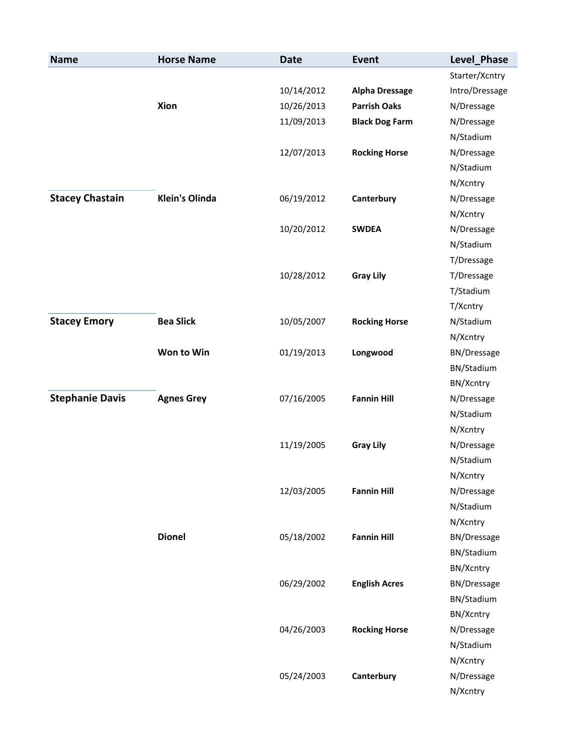| Name | Horse Name | Date | Event | Level_Phase |
|---|---|---|---|---|
| | | | | Starter/Xcntry |
| | | 10/14/2012 | **Alpha Dressage** | Intro/Dressage |
| | **Xion** | 10/26/2013 | **Parrish Oaks** | N/Dressage |
| | | 11/09/2013 | **Black Dog Farm** | N/Dressage |
| | | | | N/Stadium |
| | | 12/07/2013 | **Rocking Horse** | N/Dressage |
| | | | | N/Stadium |
| | | | | N/Xcntry |
| **Stacey Chastain** | **Klein's Olinda** | 06/19/2012 | **Canterbury** | N/Dressage |
| | | | | N/Xcntry |
| | | 10/20/2012 | **SWDEA** | N/Dressage |
| | | | | N/Stadium |
| | | | | T/Dressage |
| | | 10/28/2012 | **Gray Lily** | T/Dressage |
| | | | | T/Stadium |
| | | | | T/Xcntry |
| **Stacey Emory** | **Bea Slick** | 10/05/2007 | **Rocking Horse** | N/Stadium |
| | | | | N/Xcntry |
| | **Won to Win** | 01/19/2013 | **Longwood** | BN/Dressage |
| | | | | BN/Stadium |
| | | | | BN/Xcntry |
| **Stephanie Davis** | **Agnes Grey** | 07/16/2005 | **Fannin Hill** | N/Dressage |
| | | | | N/Stadium |
| | | | | N/Xcntry |
| | | 11/19/2005 | **Gray Lily** | N/Dressage |
| | | | | N/Stadium |
| | | | | N/Xcntry |
| | | 12/03/2005 | **Fannin Hill** | N/Dressage |
| | | | | N/Stadium |
| | | | | N/Xcntry |
| | **Dionel** | 05/18/2002 | **Fannin Hill** | BN/Dressage |
| | | | | BN/Stadium |
| | | | | BN/Xcntry |
| | | 06/29/2002 | **English Acres** | BN/Dressage |
| | | | | BN/Stadium |
| | | | | BN/Xcntry |
| | | 04/26/2003 | **Rocking Horse** | N/Dressage |
| | | | | N/Stadium |
| | | | | N/Xcntry |
| | | 05/24/2003 | **Canterbury** | N/Dressage |
| | | | | N/Xcntry |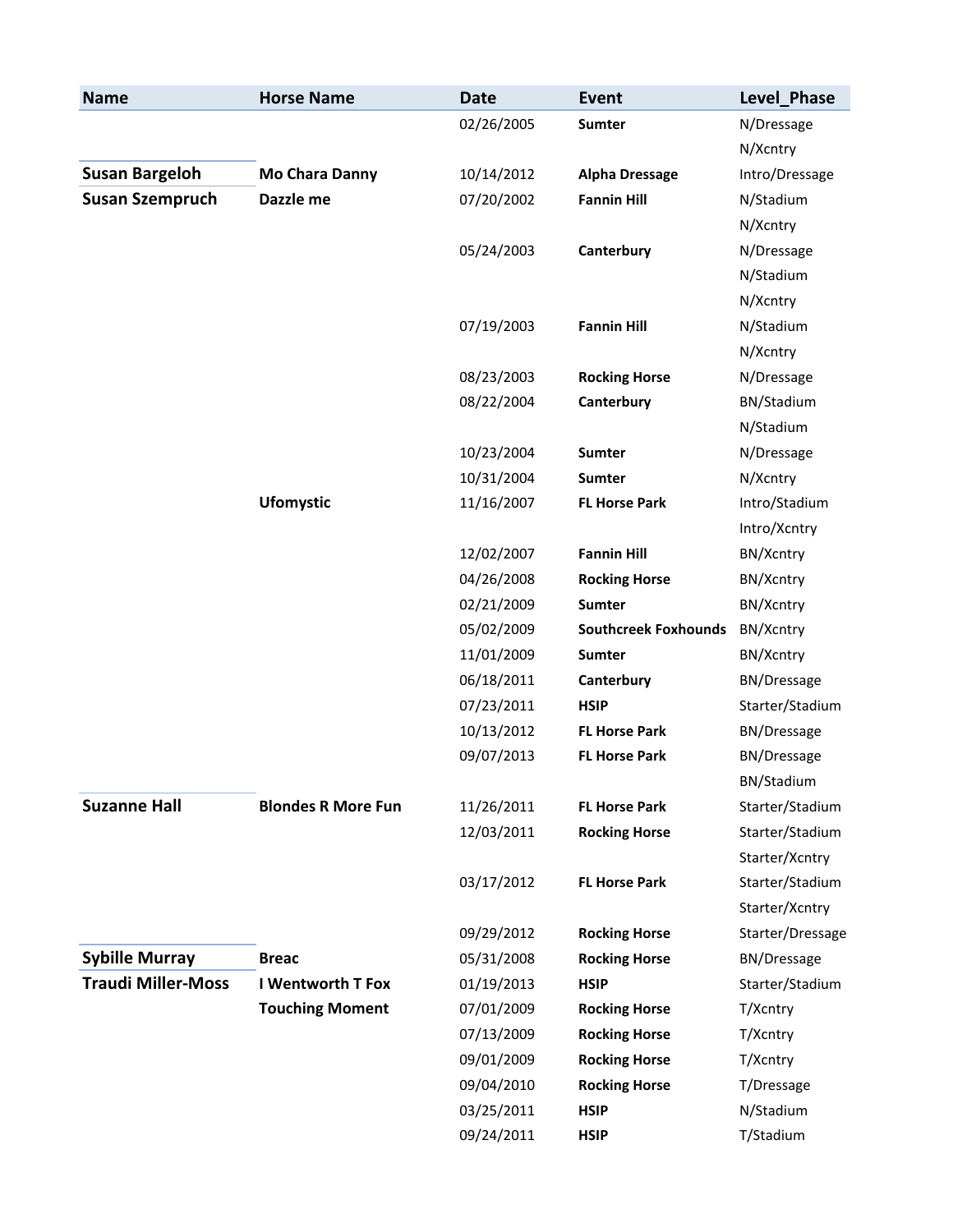| Name | Horse Name | Date | Event | Level_Phase |
|---|---|---|---|---|
| | | 02/26/2005 | **Sumter** | N/Dressage |
| | | | | N/Xcntry |
| **Susan Bargeloh** | **Mo Chara Danny** | 10/14/2012 | **Alpha Dressage** | Intro/Dressage |
| **Susan Szempruch** | **Dazzle me** | 07/20/2002 | **Fannin Hill** | N/Stadium |
| | | | | N/Xcntry |
| | | 05/24/2003 | **Canterbury** | N/Dressage |
| | | | | N/Stadium |
| | | | | N/Xcntry |
| | | 07/19/2003 | **Fannin Hill** | N/Stadium |
| | | | | N/Xcntry |
| | | 08/23/2003 | **Rocking Horse** | N/Dressage |
| | | 08/22/2004 | **Canterbury** | BN/Stadium |
| | | | | N/Stadium |
| | | 10/23/2004 | **Sumter** | N/Dressage |
| | | 10/31/2004 | **Sumter** | N/Xcntry |
| | **Ufomystic** | 11/16/2007 | **FL Horse Park** | Intro/Stadium |
| | | | | Intro/Xcntry |
| | | 12/02/2007 | **Fannin Hill** | BN/Xcntry |
| | | 04/26/2008 | **Rocking Horse** | BN/Xcntry |
| | | 02/21/2009 | **Sumter** | BN/Xcntry |
| | | 05/02/2009 | **Southcreek Foxhounds** | BN/Xcntry |
| | | 11/01/2009 | **Sumter** | BN/Xcntry |
| | | 06/18/2011 | **Canterbury** | BN/Dressage |
| | | 07/23/2011 | **HSIP** | Starter/Stadium |
| | | 10/13/2012 | **FL Horse Park** | BN/Dressage |
| | | 09/07/2013 | **FL Horse Park** | BN/Dressage |
| | | | | BN/Stadium |
| **Suzanne Hall** | **Blondes R More Fun** | 11/26/2011 | **FL Horse Park** | Starter/Stadium |
| | | 12/03/2011 | **Rocking Horse** | Starter/Stadium |
| | | | | Starter/Xcntry |
| | | 03/17/2012 | **FL Horse Park** | Starter/Stadium |
| | | | | Starter/Xcntry |
| | | 09/29/2012 | **Rocking Horse** | Starter/Dressage |
| **Sybille Murray** | **Breac** | 05/31/2008 | **Rocking Horse** | BN/Dressage |
| **Traudi Miller-Moss** | **I Wentworth T Fox** | 01/19/2013 | **HSIP** | Starter/Stadium |
| | **Touching Moment** | 07/01/2009 | **Rocking Horse** | T/Xcntry |
| | | 07/13/2009 | **Rocking Horse** | T/Xcntry |
| | | 09/01/2009 | **Rocking Horse** | T/Xcntry |
| | | 09/04/2010 | **Rocking Horse** | T/Dressage |
| | | 03/25/2011 | **HSIP** | N/Stadium |
| | | 09/24/2011 | **HSIP** | T/Stadium |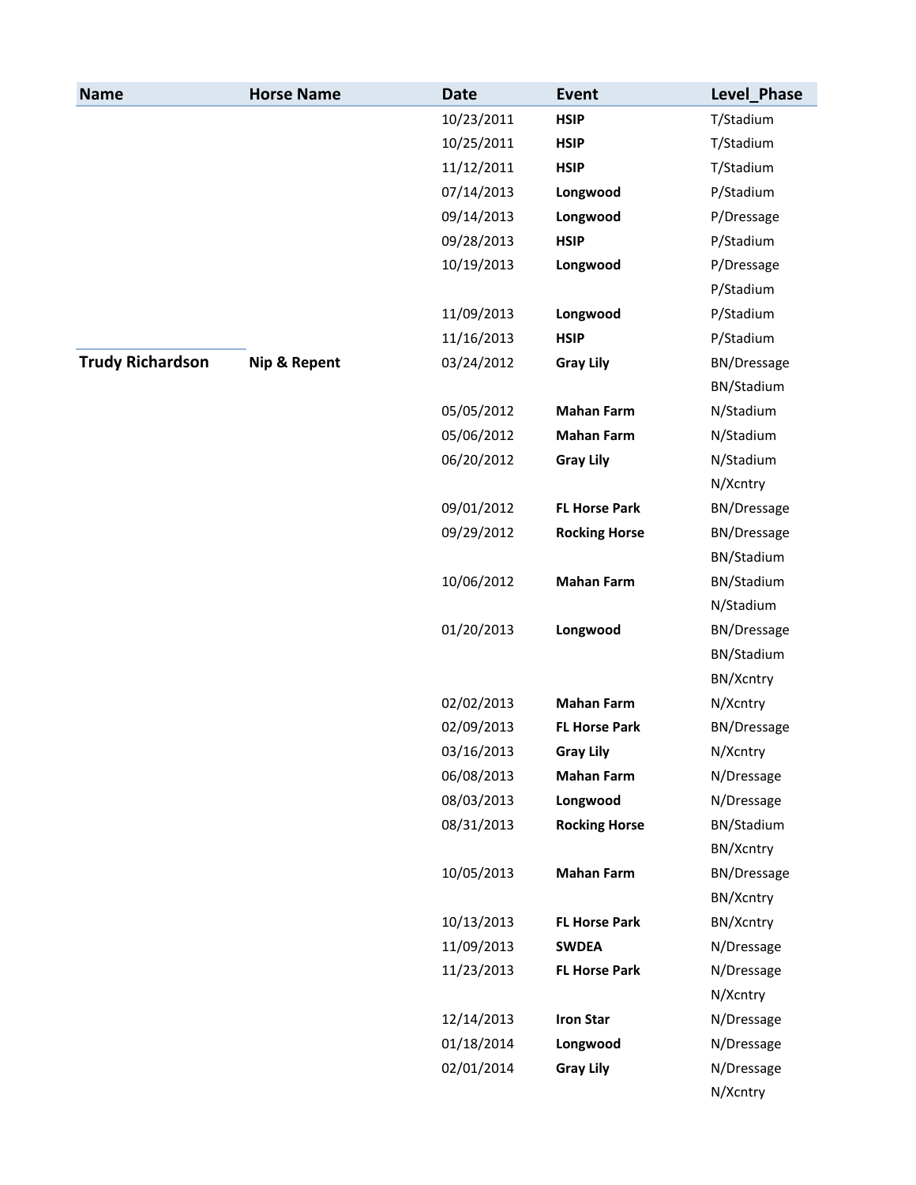| Name | Horse Name | Date | Event | Level_Phase |
|---|---|---|---|---|
| | | 10/23/2011 | **HSIP** | T/Stadium |
| | | 10/25/2011 | **HSIP** | T/Stadium |
| | | 11/12/2011 | **HSIP** | T/Stadium |
| | | 07/14/2013 | **Longwood** | P/Stadium |
| | | 09/14/2013 | **Longwood** | P/Dressage |
| | | 09/28/2013 | **HSIP** | P/Stadium |
| | | 10/19/2013 | **Longwood** | P/Dressage |
| | | | | P/Stadium |
| | | 11/09/2013 | **Longwood** | P/Stadium |
| | | 11/16/2013 | **HSIP** | P/Stadium |
| **Trudy Richardson** | **Nip & Repent** | 03/24/2012 | **Gray Lily** | BN/Dressage |
| | | | | BN/Stadium |
| | | 05/05/2012 | **Mahan Farm** | N/Stadium |
| | | 05/06/2012 | **Mahan Farm** | N/Stadium |
| | | 06/20/2012 | **Gray Lily** | N/Stadium |
| | | | | N/Xcntry |
| | | 09/01/2012 | **FL Horse Park** | BN/Dressage |
| | | 09/29/2012 | **Rocking Horse** | BN/Dressage |
| | | | | BN/Stadium |
| | | 10/06/2012 | **Mahan Farm** | BN/Stadium |
| | | | | N/Stadium |
| | | 01/20/2013 | **Longwood** | BN/Dressage |
| | | | | BN/Stadium |
| | | | | BN/Xcntry |
| | | 02/02/2013 | **Mahan Farm** | N/Xcntry |
| | | 02/09/2013 | **FL Horse Park** | BN/Dressage |
| | | 03/16/2013 | **Gray Lily** | N/Xcntry |
| | | 06/08/2013 | **Mahan Farm** | N/Dressage |
| | | 08/03/2013 | **Longwood** | N/Dressage |
| | | 08/31/2013 | **Rocking Horse** | BN/Stadium |
| | | | | BN/Xcntry |
| | | 10/05/2013 | **Mahan Farm** | BN/Dressage |
| | | | | BN/Xcntry |
| | | 10/13/2013 | **FL Horse Park** | BN/Xcntry |
| | | 11/09/2013 | **SWDEA** | N/Dressage |
| | | 11/23/2013 | **FL Horse Park** | N/Dressage |
| | | | | N/Xcntry |
| | | 12/14/2013 | **Iron Star** | N/Dressage |
| | | 01/18/2014 | **Longwood** | N/Dressage |
| | | 02/01/2014 | **Gray Lily** | N/Dressage |
| | | | | N/Xcntry |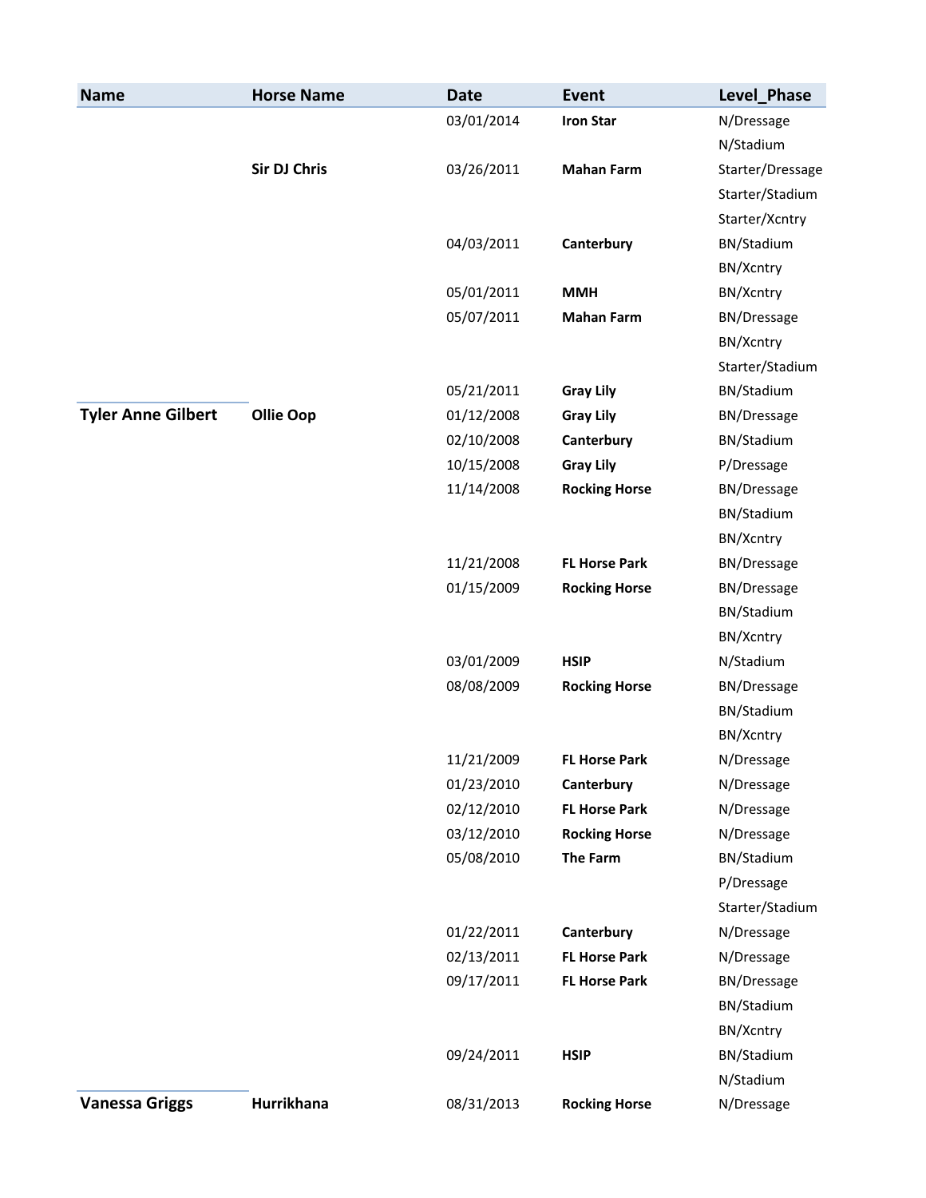| Name | Horse Name | Date | Event | Level_Phase |
|---|---|---|---|---|
| | | 03/01/2014 | **Iron Star** | N/Dressage |
| | | | | N/Stadium |
| | **Sir DJ Chris** | 03/26/2011 | **Mahan Farm** | Starter/Dressage |
| | | | | Starter/Stadium |
| | | | | Starter/Xcntry |
| | | 04/03/2011 | **Canterbury** | BN/Stadium |
| | | | | BN/Xcntry |
| | | 05/01/2011 | **MMH** | BN/Xcntry |
| | | 05/07/2011 | **Mahan Farm** | BN/Dressage |
| | | | | BN/Xcntry |
| | | | | Starter/Stadium |
| | | 05/21/2011 | **Gray Lily** | BN/Stadium |
| **Tyler Anne Gilbert** | **Ollie Oop** | 01/12/2008 | **Gray Lily** | BN/Dressage |
| | | 02/10/2008 | **Canterbury** | BN/Stadium |
| | | 10/15/2008 | **Gray Lily** | P/Dressage |
| | | 11/14/2008 | **Rocking Horse** | BN/Dressage |
| | | | | BN/Stadium |
| | | | | BN/Xcntry |
| | | 11/21/2008 | **FL Horse Park** | BN/Dressage |
| | | 01/15/2009 | **Rocking Horse** | BN/Dressage |
| | | | | BN/Stadium |
| | | | | BN/Xcntry |
| | | 03/01/2009 | **HSIP** | N/Stadium |
| | | 08/08/2009 | **Rocking Horse** | BN/Dressage |
| | | | | BN/Stadium |
| | | | | BN/Xcntry |
| | | 11/21/2009 | **FL Horse Park** | N/Dressage |
| | | 01/23/2010 | **Canterbury** | N/Dressage |
| | | 02/12/2010 | **FL Horse Park** | N/Dressage |
| | | 03/12/2010 | **Rocking Horse** | N/Dressage |
| | | 05/08/2010 | **The Farm** | BN/Stadium |
| | | | | P/Dressage |
| | | | | Starter/Stadium |
| | | 01/22/2011 | **Canterbury** | N/Dressage |
| | | 02/13/2011 | **FL Horse Park** | N/Dressage |
| | | 09/17/2011 | **FL Horse Park** | BN/Dressage |
| | | | | BN/Stadium |
| | | | | BN/Xcntry |
| | | 09/24/2011 | **HSIP** | BN/Stadium |
| | | | | N/Stadium |
| **Vanessa Griggs** | **Hurrikhana** | 08/31/2013 | **Rocking Horse** | N/Dressage |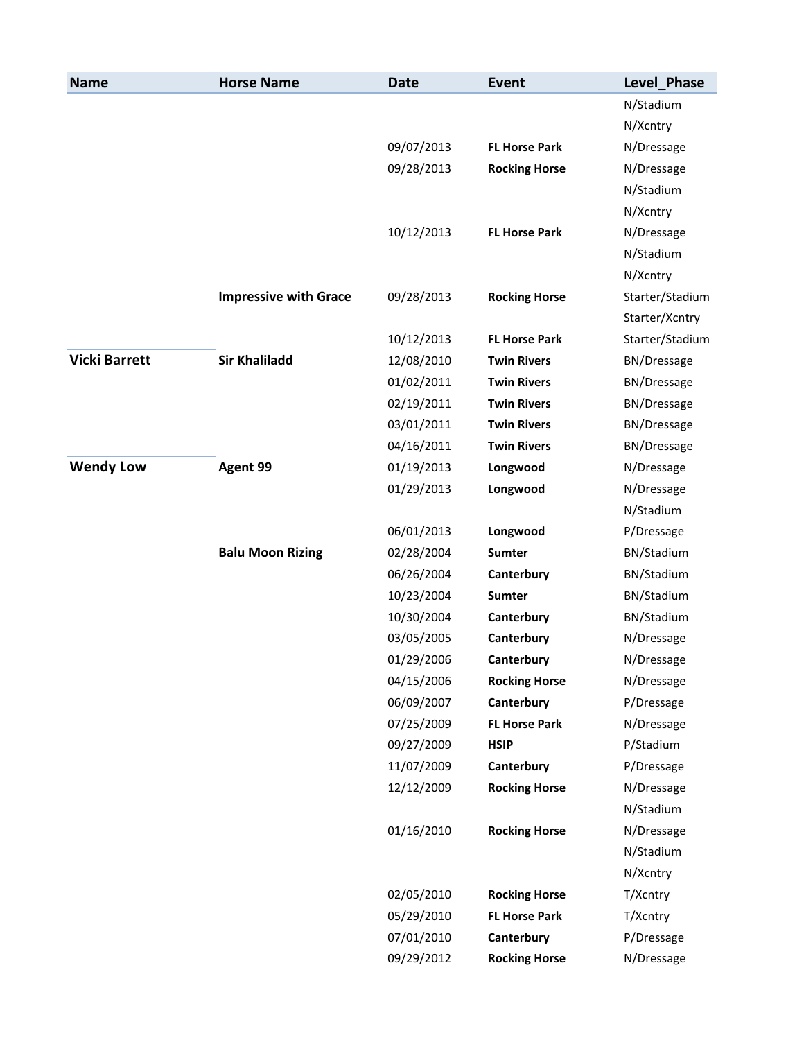| Name | Horse Name | Date | Event | Level_Phase |
|---|---|---|---|---|
| | | | | N/Stadium |
| | | | | N/Xcntry |
| | | 09/07/2013 | **FL Horse Park** | N/Dressage |
| | | 09/28/2013 | **Rocking Horse** | N/Dressage |
| | | | | N/Stadium |
| | | | | N/Xcntry |
| | | 10/12/2013 | **FL Horse Park** | N/Dressage |
| | | | | N/Stadium |
| | | | | N/Xcntry |
| | **Impressive with Grace** | 09/28/2013 | **Rocking Horse** | Starter/Stadium |
| | | | | Starter/Xcntry |
| | | 10/12/2013 | **FL Horse Park** | Starter/Stadium |
| **Vicki Barrett** | **Sir Khaliladd** | 12/08/2010 | **Twin Rivers** | BN/Dressage |
| | | 01/02/2011 | **Twin Rivers** | BN/Dressage |
| | | 02/19/2011 | **Twin Rivers** | BN/Dressage |
| | | 03/01/2011 | **Twin Rivers** | BN/Dressage |
| | | 04/16/2011 | **Twin Rivers** | BN/Dressage |
| **Wendy Low** | **Agent 99** | 01/19/2013 | **Longwood** | N/Dressage |
| | | 01/29/2013 | **Longwood** | N/Dressage |
| | | | | N/Stadium |
| | | 06/01/2013 | **Longwood** | P/Dressage |
| | **Balu Moon Rizing** | 02/28/2004 | **Sumter** | BN/Stadium |
| | | 06/26/2004 | **Canterbury** | BN/Stadium |
| | | 10/23/2004 | **Sumter** | BN/Stadium |
| | | 10/30/2004 | **Canterbury** | BN/Stadium |
| | | 03/05/2005 | **Canterbury** | N/Dressage |
| | | 01/29/2006 | **Canterbury** | N/Dressage |
| | | 04/15/2006 | **Rocking Horse** | N/Dressage |
| | | 06/09/2007 | **Canterbury** | P/Dressage |
| | | 07/25/2009 | **FL Horse Park** | N/Dressage |
| | | 09/27/2009 | **HSIP** | P/Stadium |
| | | 11/07/2009 | **Canterbury** | P/Dressage |
| | | 12/12/2009 | **Rocking Horse** | N/Dressage |
| | | | | N/Stadium |
| | | 01/16/2010 | **Rocking Horse** | N/Dressage |
| | | | | N/Stadium |
| | | | | N/Xcntry |
| | | 02/05/2010 | **Rocking Horse** | T/Xcntry |
| | | 05/29/2010 | **FL Horse Park** | T/Xcntry |
| | | 07/01/2010 | **Canterbury** | P/Dressage |
| | | 09/29/2012 | **Rocking Horse** | N/Dressage |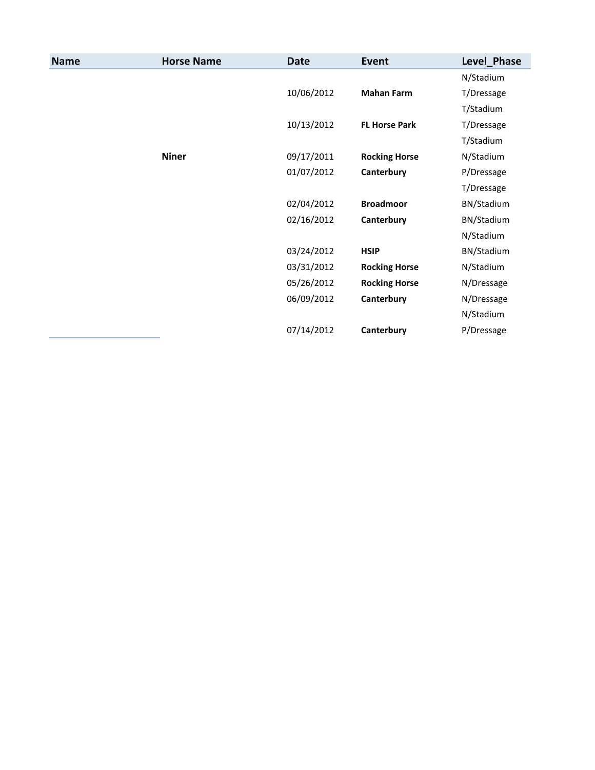| Name | Horse Name | Date | Event | Level_Phase |
|---|---|---|---|---|
| | | | | N/Stadium |
| | | 10/06/2012 | **Mahan Farm** | T/Dressage |
| | | | | T/Stadium |
| | | 10/13/2012 | **FL Horse Park** | T/Dressage |
| | | | | T/Stadium |
| | **Niner** | 09/17/2011 | **Rocking Horse** | N/Stadium |
| | | 01/07/2012 | **Canterbury** | P/Dressage |
| | | | | T/Dressage |
| | | 02/04/2012 | **Broadmoor** | BN/Stadium |
| | | 02/16/2012 | **Canterbury** | BN/Stadium |
| | | | | N/Stadium |
| | | 03/24/2012 | **HSIP** | BN/Stadium |
| | | 03/31/2012 | **Rocking Horse** | N/Stadium |
| | | 05/26/2012 | **Rocking Horse** | N/Dressage |
| | | 06/09/2012 | **Canterbury** | N/Dressage |
| | | | | N/Stadium |
| | | 07/14/2012 | **Canterbury** | P/Dressage |